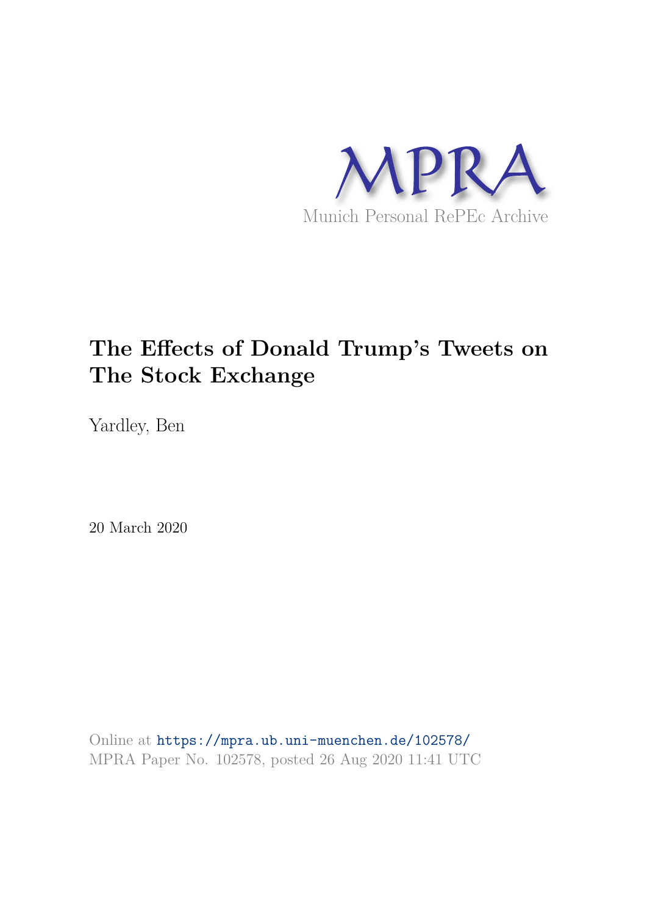MPRA

Munich Personal RePEc Archive

# The Effects of Donald Trump's Tweets on The Stock Exchange

Yardley, Ben

20 March 2020

Online at https://mpra.ub.uni-muenchen.de/102578/
MPRA Paper No. 102578, posted 26 Aug 2020 11:41 UTC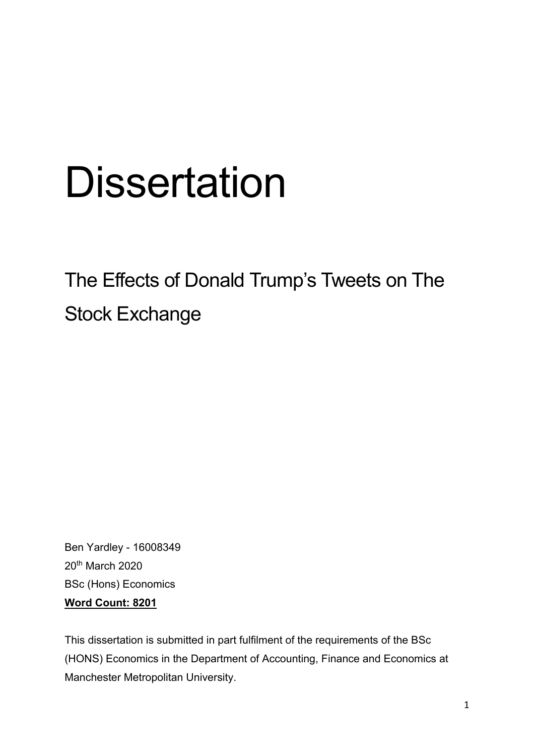# Dissertation

## The Effects of Donald Trump's Tweets on The Stock Exchange

Ben Yardley - 16008349

20th March 2020

BSc (Hons) Economics

**Word Count: 8201**

This dissertation is submitted in part fulfilment of the requirements of the BSc (HONS) Economics in the Department of Accounting, Finance and Economics at Manchester Metropolitan University.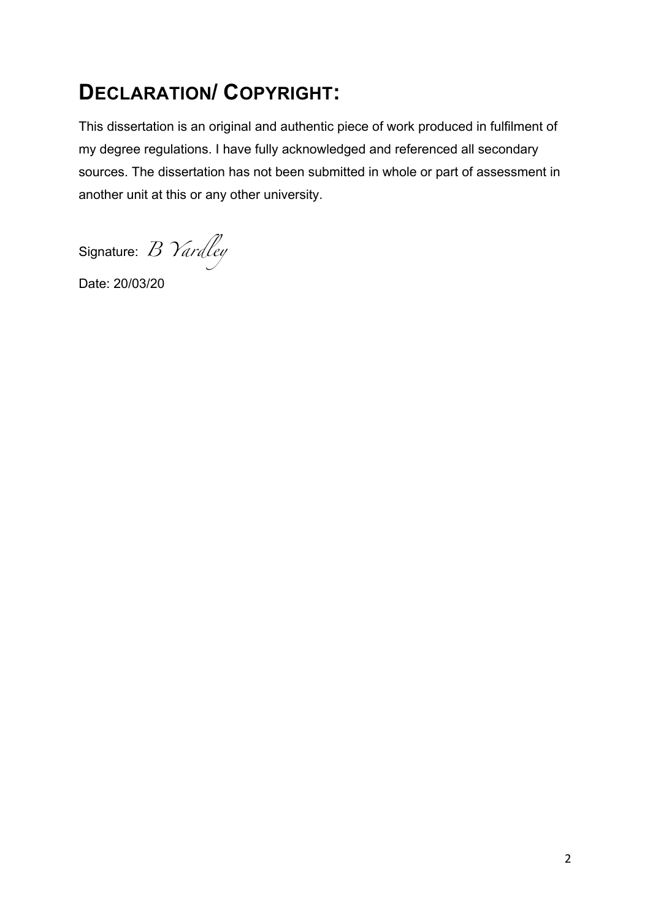# DECLARATION/ COPYRIGHT:

This dissertation is an original and authentic piece of work produced in fulfilment of my degree regulations. I have fully acknowledged and referenced all secondary sources. The dissertation has not been submitted in whole or part of assessment in another unit at this or any other university.

Signature: *B Yardley*

Date: 20/03/20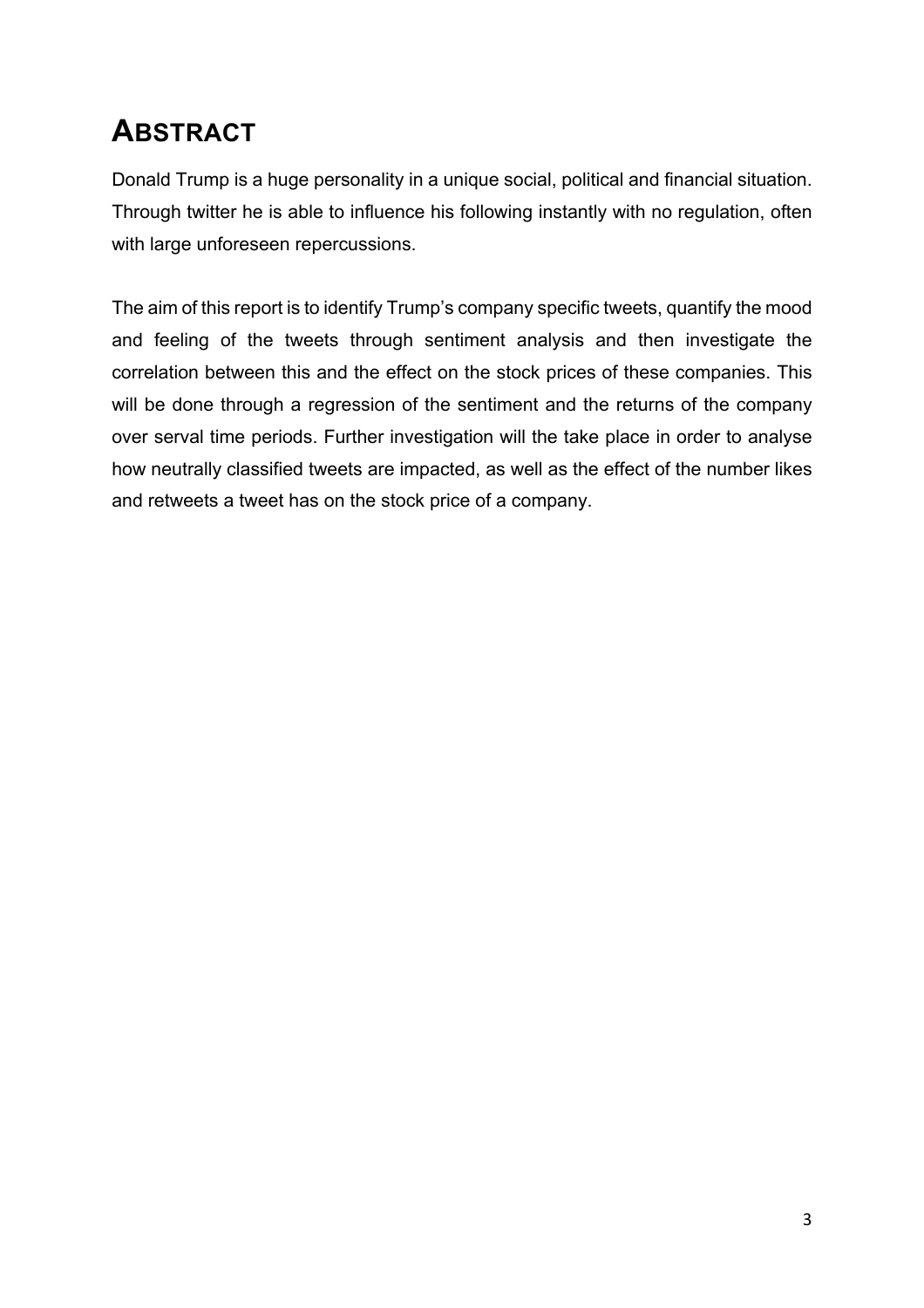# ABSTRACT

Donald Trump is a huge personality in a unique social, political and financial situation. Through twitter he is able to influence his following instantly with no regulation, often with large unforeseen repercussions.

The aim of this report is to identify Trump's company specific tweets, quantify the mood and feeling of the tweets through sentiment analysis and then investigate the correlation between this and the effect on the stock prices of these companies. This will be done through a regression of the sentiment and the returns of the company over serval time periods. Further investigation will the take place in order to analyse how neutrally classified tweets are impacted, as well as the effect of the number likes and retweets a tweet has on the stock price of a company.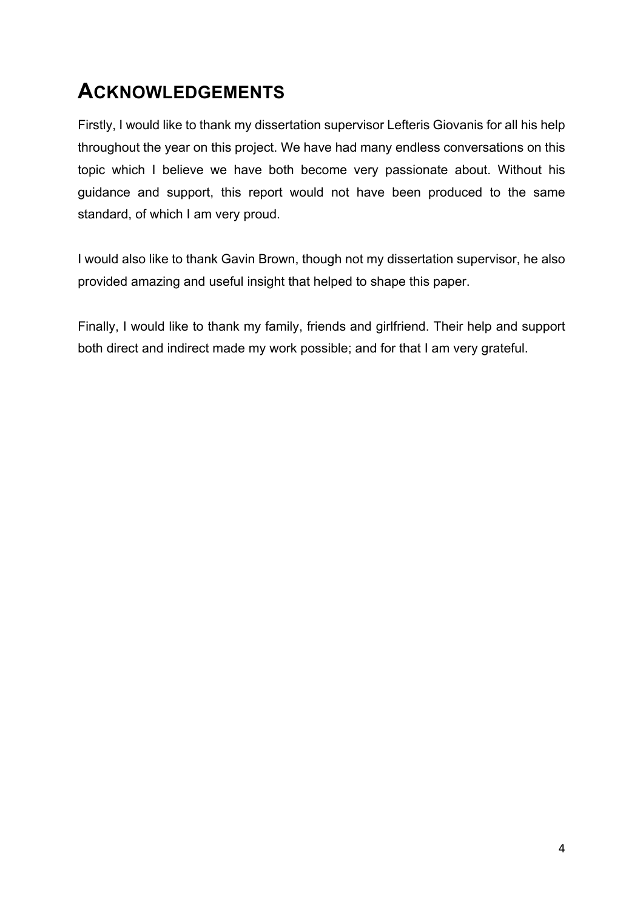# ACKNOWLEDGEMENTS

Firstly, I would like to thank my dissertation supervisor Lefteris Giovanis for all his help throughout the year on this project. We have had many endless conversations on this topic which I believe we have both become very passionate about. Without his guidance and support, this report would not have been produced to the same standard, of which I am very proud.

I would also like to thank Gavin Brown, though not my dissertation supervisor, he also provided amazing and useful insight that helped to shape this paper.

Finally, I would like to thank my family, friends and girlfriend. Their help and support both direct and indirect made my work possible; and for that I am very grateful.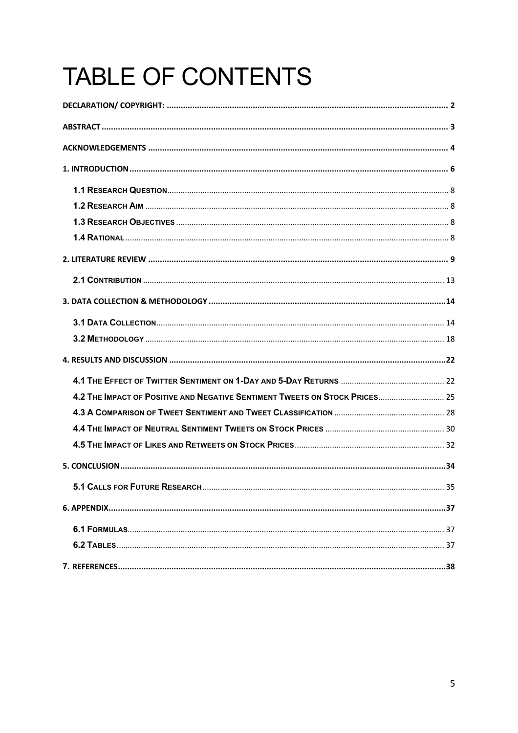# TABLE OF CONTENTS

DECLARATION/ COPYRIGHT: ........ 2

ABSTRACT ........ 3

ACKNOWLEDGEMENTS ........ 4

1. INTRODUCTION ........ 6

- 1.1 RESEARCH QUESTION ........ 8
- 1.2 RESEARCH AIM ........ 8
- 1.3 RESEARCH OBJECTIVES ........ 8
- 1.4 RATIONAL ........ 8

2. LITERATURE REVIEW ........ 9

- 2.1 CONTRIBUTION ........ 13

3. DATA COLLECTION & METHODOLOGY ........ 14

- 3.1 DATA COLLECTION ........ 14
- 3.2 METHODOLOGY ........ 18

4. RESULTS AND DISCUSSION ........ 22

- 4.1 THE EFFECT OF TWITTER SENTIMENT ON 1-DAY AND 5-DAY RETURNS ........ 22
- 4.2 THE IMPACT OF POSITIVE AND NEGATIVE SENTIMENT TWEETS ON STOCK PRICES ........ 25
- 4.3 A COMPARISON OF TWEET SENTIMENT AND TWEET CLASSIFICATION ........ 28
- 4.4 THE IMPACT OF NEUTRAL SENTIMENT TWEETS ON STOCK PRICES ........ 30
- 4.5 THE IMPACT OF LIKES AND RETWEETS ON STOCK PRICES ........ 32

5. CONCLUSION ........ 34

- 5.1 CALLS FOR FUTURE RESEARCH ........ 35

6. APPENDIX ........ 37

- 6.1 FORMULAS ........ 37
- 6.2 TABLES ........ 37

7. REFERENCES ........ 38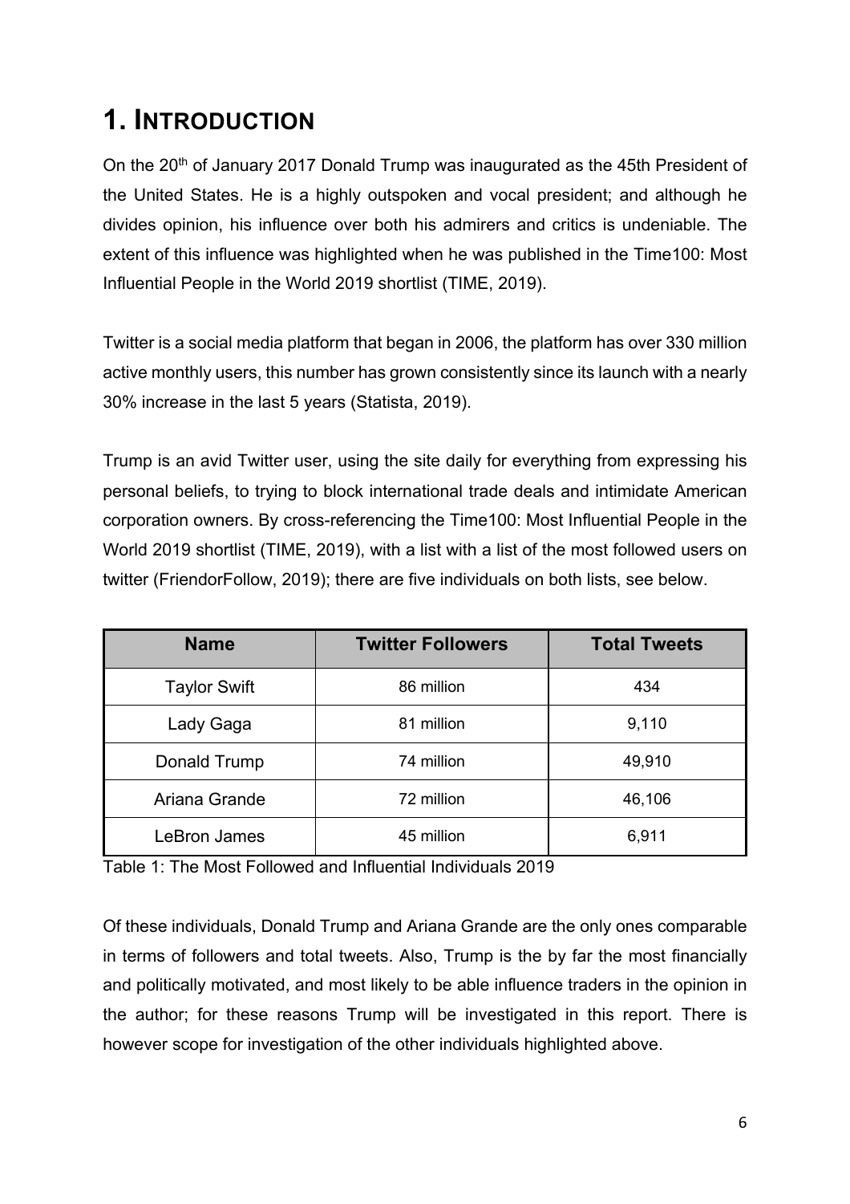# 1. INTRODUCTION

On the 20th of January 2017 Donald Trump was inaugurated as the 45th President of the United States. He is a highly outspoken and vocal president; and although he divides opinion, his influence over both his admirers and critics is undeniable. The extent of this influence was highlighted when he was published in the Time100: Most Influential People in the World 2019 shortlist (TIME, 2019).

Twitter is a social media platform that began in 2006, the platform has over 330 million active monthly users, this number has grown consistently since its launch with a nearly 30% increase in the last 5 years (Statista, 2019).

Trump is an avid Twitter user, using the site daily for everything from expressing his personal beliefs, to trying to block international trade deals and intimidate American corporation owners. By cross-referencing the Time100: Most Influential People in the World 2019 shortlist (TIME, 2019), with a list with a list of the most followed users on twitter (FriendorFollow, 2019); there are five individuals on both lists, see below.

| Name | Twitter Followers | Total Tweets |
|---|---|---|
| Taylor Swift | 86 million | 434 |
| Lady Gaga | 81 million | 9,110 |
| Donald Trump | 74 million | 49,910 |
| Ariana Grande | 72 million | 46,106 |
| LeBron James | 45 million | 6,911 |

Table 1: The Most Followed and Influential Individuals 2019

Of these individuals, Donald Trump and Ariana Grande are the only ones comparable in terms of followers and total tweets. Also, Trump is the by far the most financially and politically motivated, and most likely to be able influence traders in the opinion in the author; for these reasons Trump will be investigated in this report. There is however scope for investigation of the other individuals highlighted above.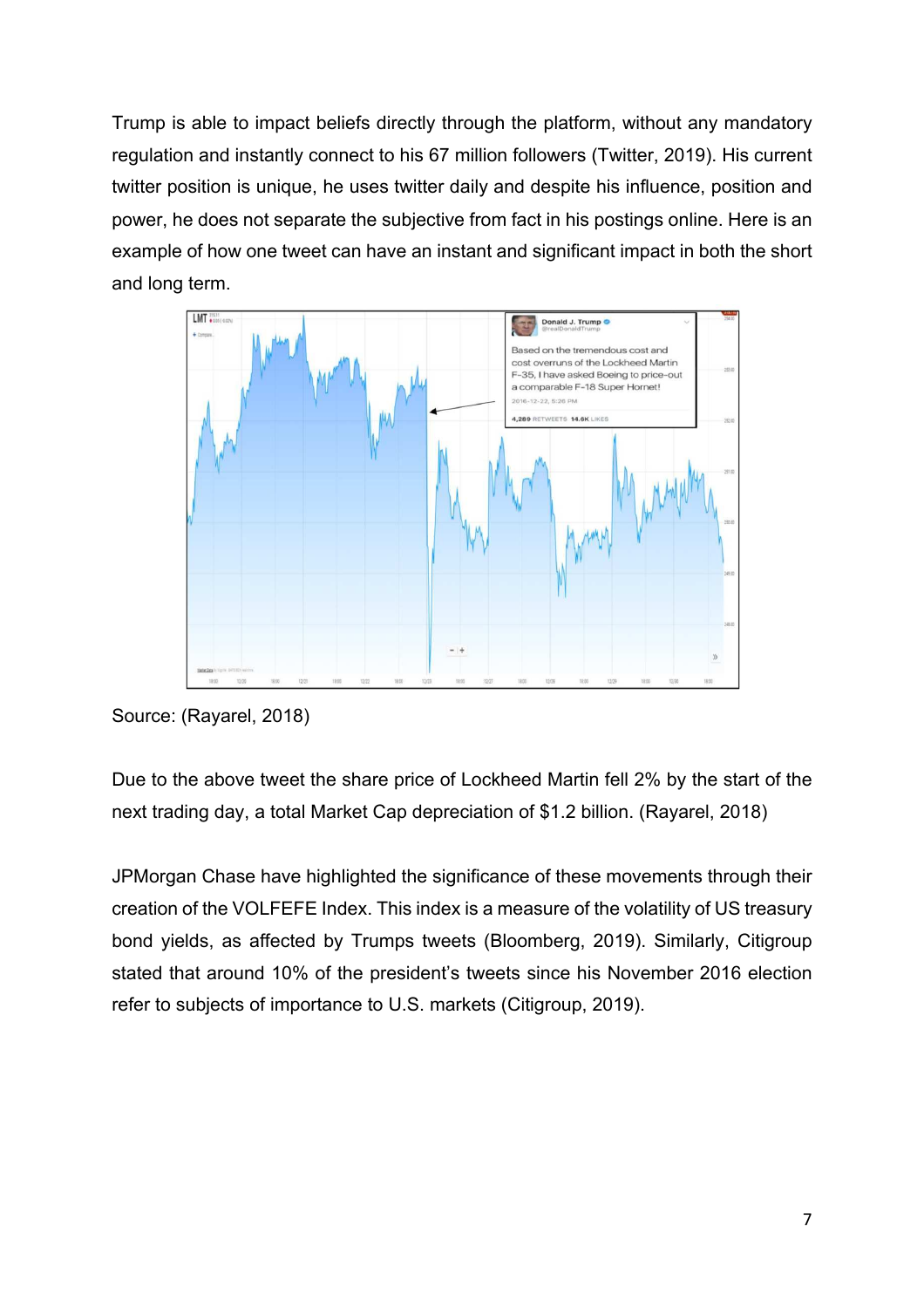Trump is able to impact beliefs directly through the platform, without any mandatory regulation and instantly connect to his 67 million followers (Twitter, 2019). His current twitter position is unique, he uses twitter daily and despite his influence, position and power, he does not separate the subjective from fact in his postings online. Here is an example of how one tweet can have an instant and significant impact in both the short and long term.

Source: (Rayarel, 2018)

Due to the above tweet the share price of Lockheed Martin fell 2% by the start of the next trading day, a total Market Cap depreciation of $1.2 billion. (Rayarel, 2018)

JPMorgan Chase have highlighted the significance of these movements through their creation of the VOLFEFE Index. This index is a measure of the volatility of US treasury bond yields, as affected by Trumps tweets (Bloomberg, 2019). Similarly, Citigroup stated that around 10% of the president's tweets since his November 2016 election refer to subjects of importance to U.S. markets (Citigroup, 2019).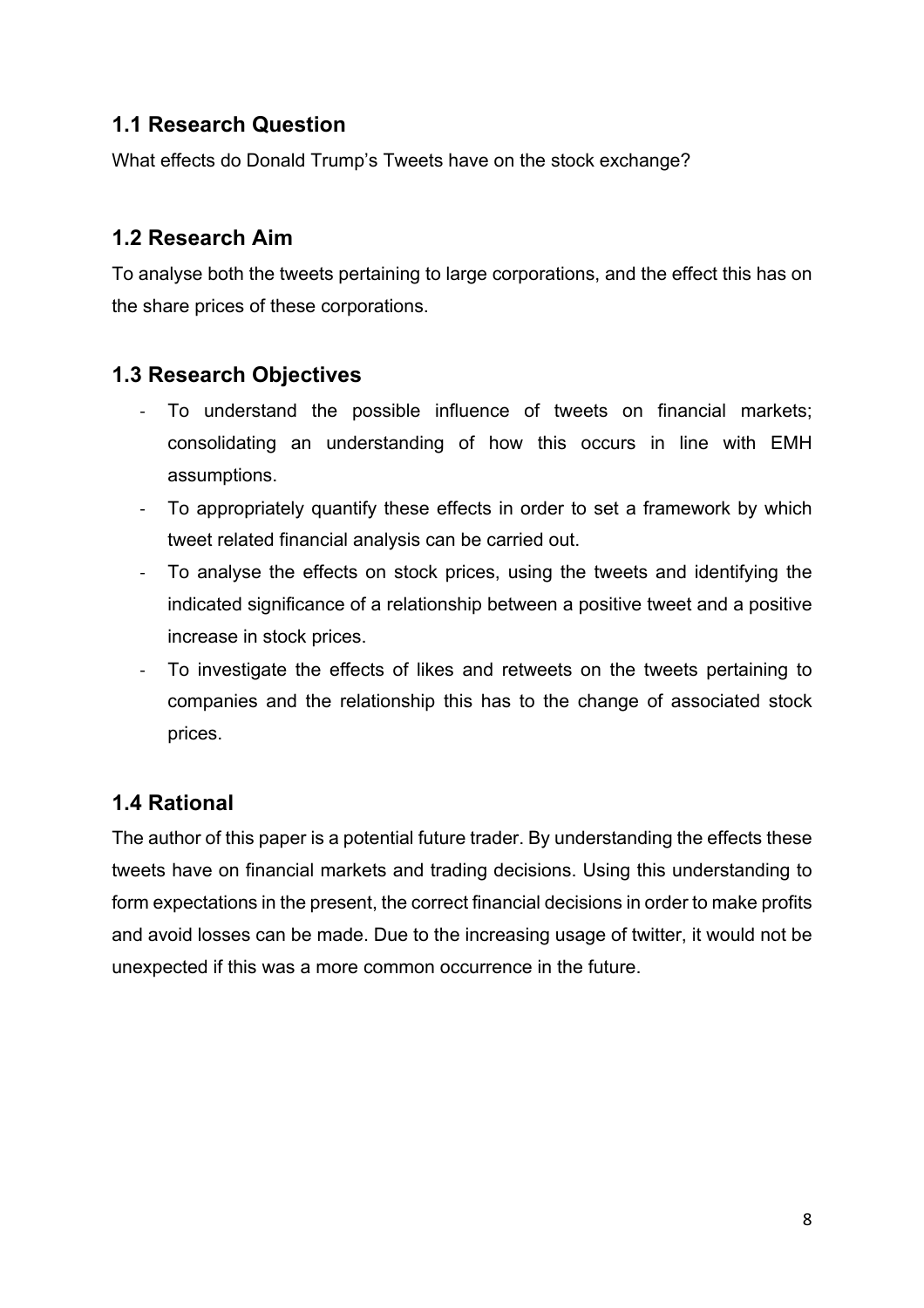## 1.1 Research Question

What effects do Donald Trump's Tweets have on the stock exchange?

## 1.2 Research Aim

To analyse both the tweets pertaining to large corporations, and the effect this has on the share prices of these corporations.

## 1.3 Research Objectives

- To understand the possible influence of tweets on financial markets; consolidating an understanding of how this occurs in line with EMH assumptions.
- To appropriately quantify these effects in order to set a framework by which tweet related financial analysis can be carried out.
- To analyse the effects on stock prices, using the tweets and identifying the indicated significance of a relationship between a positive tweet and a positive increase in stock prices.
- To investigate the effects of likes and retweets on the tweets pertaining to companies and the relationship this has to the change of associated stock prices.

## 1.4 Rational

The author of this paper is a potential future trader. By understanding the effects these tweets have on financial markets and trading decisions. Using this understanding to form expectations in the present, the correct financial decisions in order to make profits and avoid losses can be made. Due to the increasing usage of twitter, it would not be unexpected if this was a more common occurrence in the future.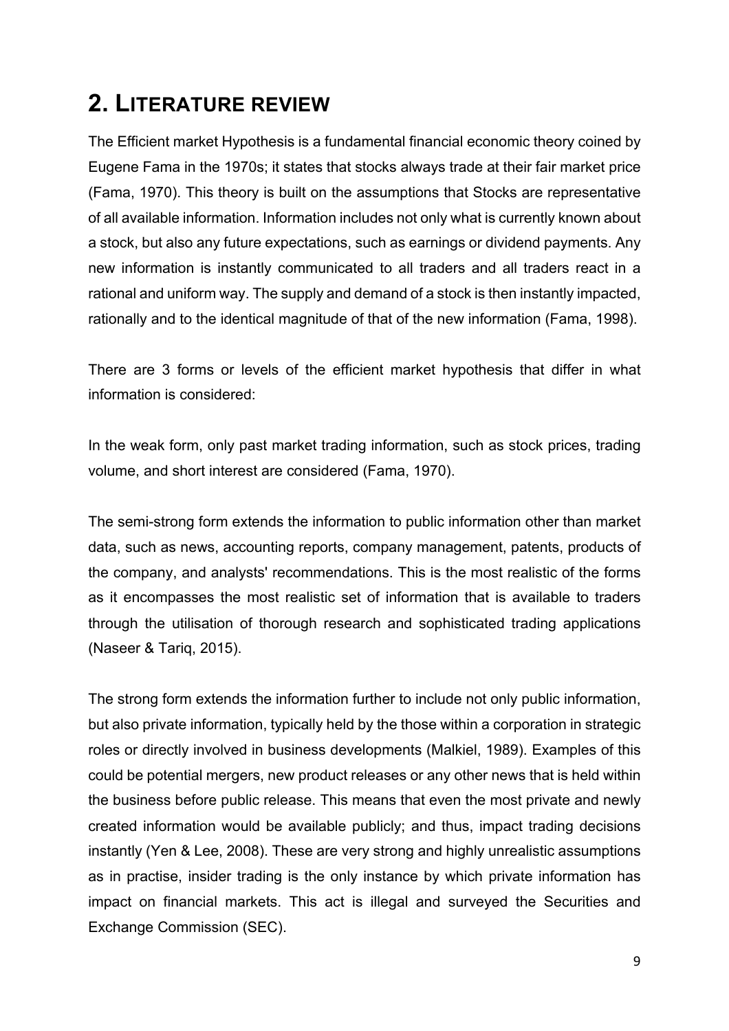# 2. LITERATURE REVIEW

The Efficient market Hypothesis is a fundamental financial economic theory coined by Eugene Fama in the 1970s; it states that stocks always trade at their fair market price (Fama, 1970). This theory is built on the assumptions that Stocks are representative of all available information. Information includes not only what is currently known about a stock, but also any future expectations, such as earnings or dividend payments. Any new information is instantly communicated to all traders and all traders react in a rational and uniform way. The supply and demand of a stock is then instantly impacted, rationally and to the identical magnitude of that of the new information (Fama, 1998).

There are 3 forms or levels of the efficient market hypothesis that differ in what information is considered:

In the weak form, only past market trading information, such as stock prices, trading volume, and short interest are considered (Fama, 1970).

The semi-strong form extends the information to public information other than market data, such as news, accounting reports, company management, patents, products of the company, and analysts' recommendations. This is the most realistic of the forms as it encompasses the most realistic set of information that is available to traders through the utilisation of thorough research and sophisticated trading applications (Naseer & Tariq, 2015).

The strong form extends the information further to include not only public information, but also private information, typically held by the those within a corporation in strategic roles or directly involved in business developments (Malkiel, 1989). Examples of this could be potential mergers, new product releases or any other news that is held within the business before public release. This means that even the most private and newly created information would be available publicly; and thus, impact trading decisions instantly (Yen & Lee, 2008). These are very strong and highly unrealistic assumptions as in practise, insider trading is the only instance by which private information has impact on financial markets. This act is illegal and surveyed the Securities and Exchange Commission (SEC).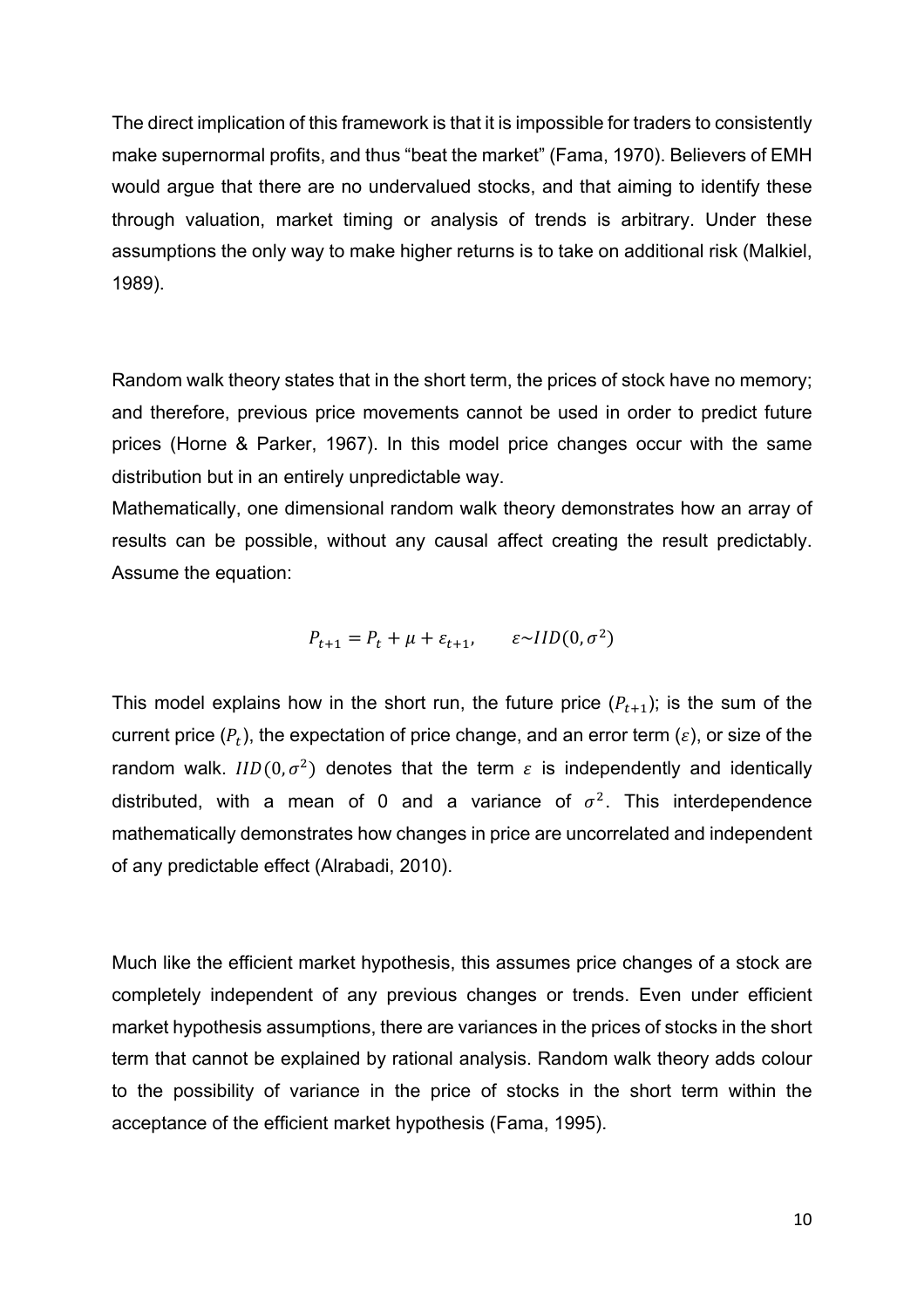The direct implication of this framework is that it is impossible for traders to consistently make supernormal profits, and thus "beat the market" (Fama, 1970). Believers of EMH would argue that there are no undervalued stocks, and that aiming to identify these through valuation, market timing or analysis of trends is arbitrary. Under these assumptions the only way to make higher returns is to take on additional risk (Malkiel, 1989).

Random walk theory states that in the short term, the prices of stock have no memory; and therefore, previous price movements cannot be used in order to predict future prices (Horne & Parker, 1967). In this model price changes occur with the same distribution but in an entirely unpredictable way.
Mathematically, one dimensional random walk theory demonstrates how an array of results can be possible, without any causal affect creating the result predictably. Assume the equation:

$$P_{t+1} = P_t + \mu + \varepsilon_{t+1}, \qquad \varepsilon \sim IID(0, \sigma^2)$$

This model explains how in the short run, the future price ($P_{t+1}$); is the sum of the current price ($P_t$), the expectation of price change, and an error term ($\varepsilon$), or size of the random walk. $IID(0, \sigma^2)$ denotes that the term $\varepsilon$ is independently and identically distributed, with a mean of 0 and a variance of $\sigma^2$. This interdependence mathematically demonstrates how changes in price are uncorrelated and independent of any predictable effect (Alrabadi, 2010).

Much like the efficient market hypothesis, this assumes price changes of a stock are completely independent of any previous changes or trends. Even under efficient market hypothesis assumptions, there are variances in the prices of stocks in the short term that cannot be explained by rational analysis. Random walk theory adds colour to the possibility of variance in the price of stocks in the short term within the acceptance of the efficient market hypothesis (Fama, 1995).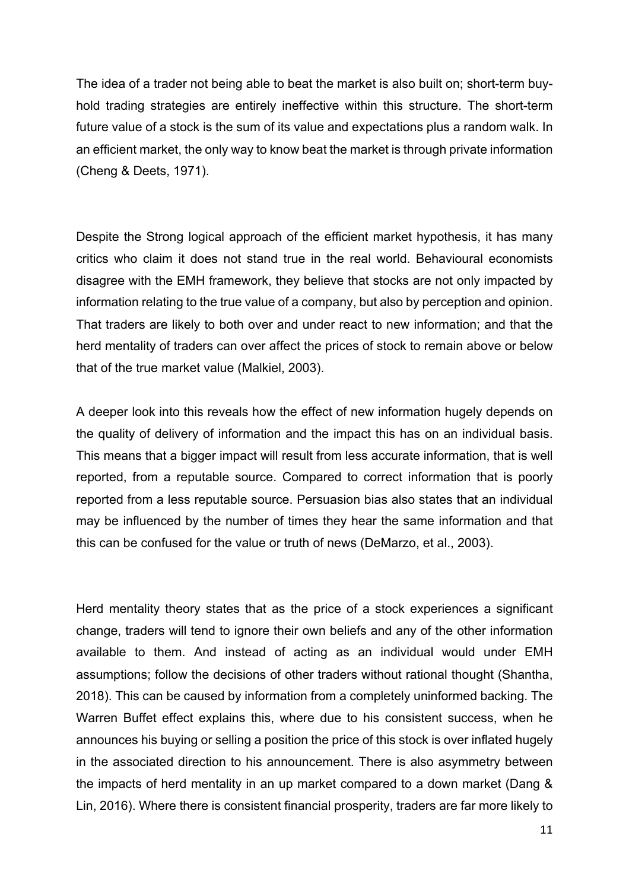The idea of a trader not being able to beat the market is also built on; short-term buy-hold trading strategies are entirely ineffective within this structure. The short-term future value of a stock is the sum of its value and expectations plus a random walk. In an efficient market, the only way to know beat the market is through private information (Cheng & Deets, 1971).

Despite the Strong logical approach of the efficient market hypothesis, it has many critics who claim it does not stand true in the real world. Behavioural economists disagree with the EMH framework, they believe that stocks are not only impacted by information relating to the true value of a company, but also by perception and opinion. That traders are likely to both over and under react to new information; and that the herd mentality of traders can over affect the prices of stock to remain above or below that of the true market value (Malkiel, 2003).

A deeper look into this reveals how the effect of new information hugely depends on the quality of delivery of information and the impact this has on an individual basis. This means that a bigger impact will result from less accurate information, that is well reported, from a reputable source. Compared to correct information that is poorly reported from a less reputable source. Persuasion bias also states that an individual may be influenced by the number of times they hear the same information and that this can be confused for the value or truth of news (DeMarzo, et al., 2003).

Herd mentality theory states that as the price of a stock experiences a significant change, traders will tend to ignore their own beliefs and any of the other information available to them. And instead of acting as an individual would under EMH assumptions; follow the decisions of other traders without rational thought (Shantha, 2018). This can be caused by information from a completely uninformed backing. The Warren Buffet effect explains this, where due to his consistent success, when he announces his buying or selling a position the price of this stock is over inflated hugely in the associated direction to his announcement. There is also asymmetry between the impacts of herd mentality in an up market compared to a down market (Dang & Lin, 2016). Where there is consistent financial prosperity, traders are far more likely to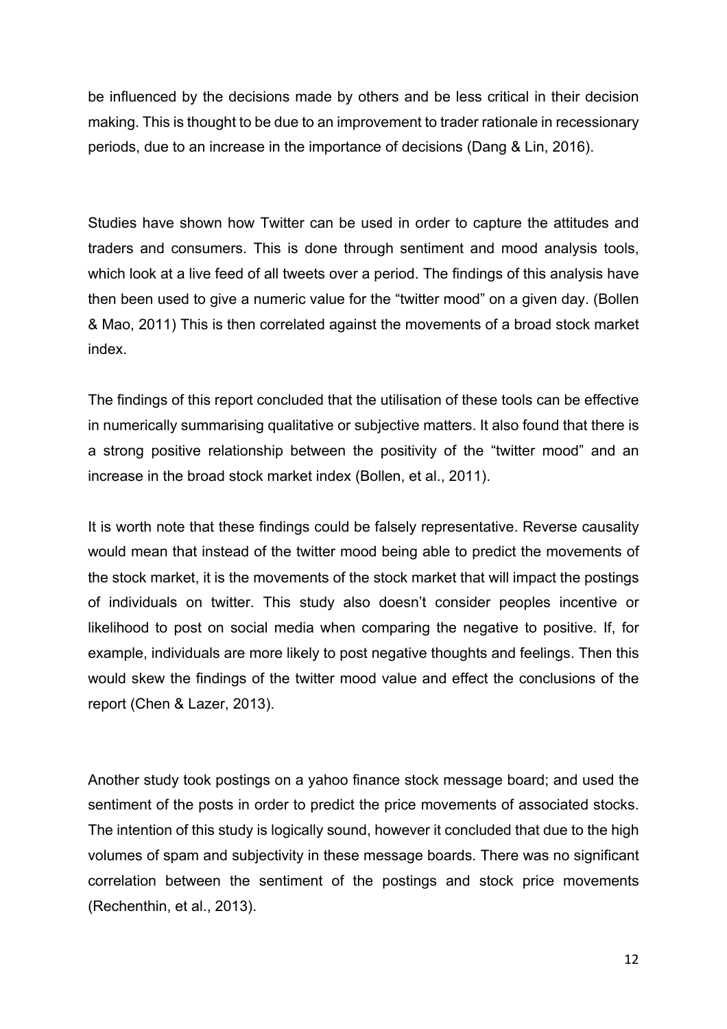be influenced by the decisions made by others and be less critical in their decision making. This is thought to be due to an improvement to trader rationale in recessionary periods, due to an increase in the importance of decisions (Dang & Lin, 2016).

Studies have shown how Twitter can be used in order to capture the attitudes and traders and consumers. This is done through sentiment and mood analysis tools, which look at a live feed of all tweets over a period. The findings of this analysis have then been used to give a numeric value for the "twitter mood" on a given day. (Bollen & Mao, 2011) This is then correlated against the movements of a broad stock market index.

The findings of this report concluded that the utilisation of these tools can be effective in numerically summarising qualitative or subjective matters. It also found that there is a strong positive relationship between the positivity of the "twitter mood" and an increase in the broad stock market index (Bollen, et al., 2011).

It is worth note that these findings could be falsely representative. Reverse causality would mean that instead of the twitter mood being able to predict the movements of the stock market, it is the movements of the stock market that will impact the postings of individuals on twitter. This study also doesn't consider peoples incentive or likelihood to post on social media when comparing the negative to positive. If, for example, individuals are more likely to post negative thoughts and feelings. Then this would skew the findings of the twitter mood value and effect the conclusions of the report (Chen & Lazer, 2013).

Another study took postings on a yahoo finance stock message board; and used the sentiment of the posts in order to predict the price movements of associated stocks. The intention of this study is logically sound, however it concluded that due to the high volumes of spam and subjectivity in these message boards. There was no significant correlation between the sentiment of the postings and stock price movements (Rechenthin, et al., 2013).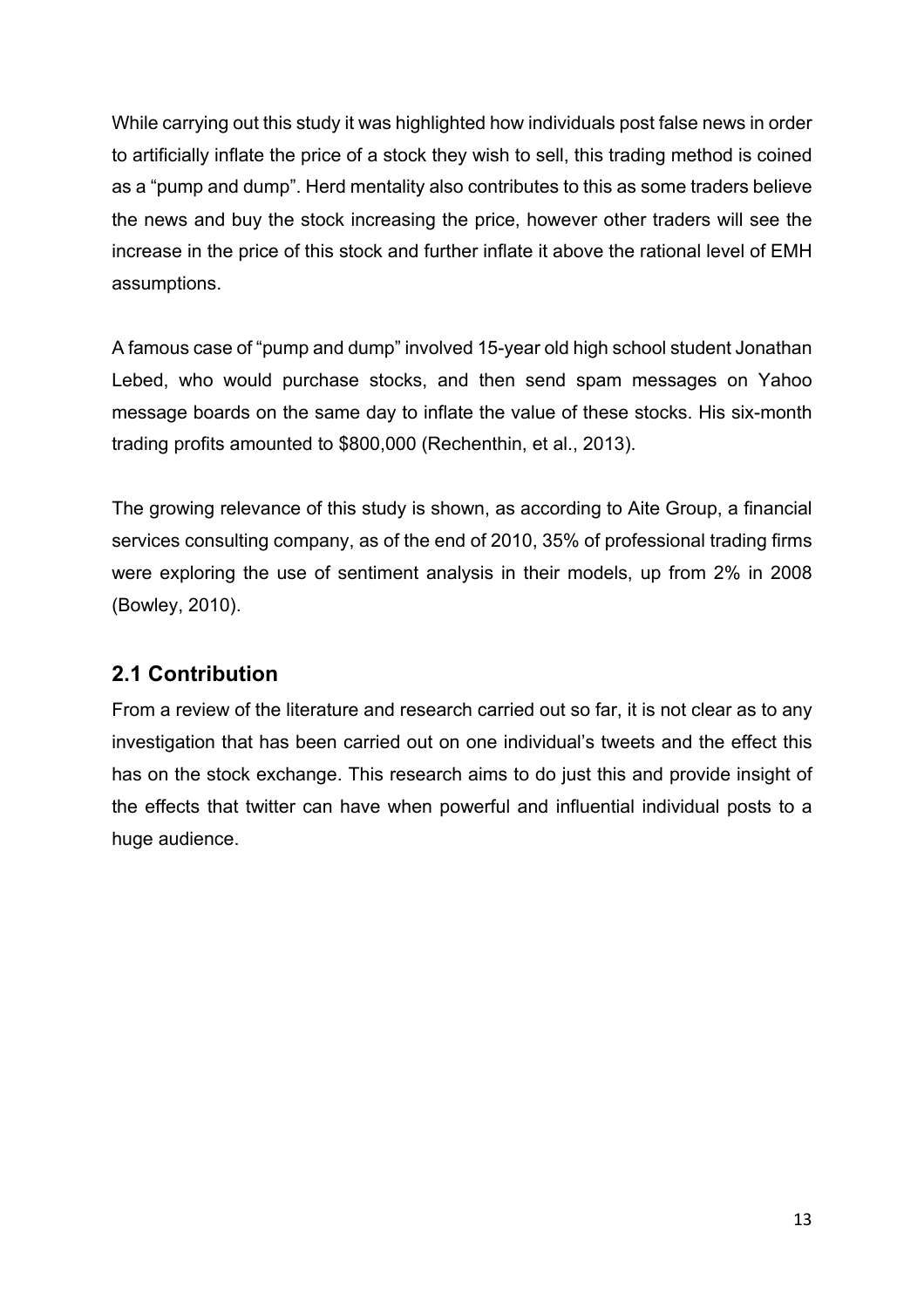While carrying out this study it was highlighted how individuals post false news in order to artificially inflate the price of a stock they wish to sell, this trading method is coined as a "pump and dump". Herd mentality also contributes to this as some traders believe the news and buy the stock increasing the price, however other traders will see the increase in the price of this stock and further inflate it above the rational level of EMH assumptions.

A famous case of "pump and dump" involved 15-year old high school student Jonathan Lebed, who would purchase stocks, and then send spam messages on Yahoo message boards on the same day to inflate the value of these stocks. His six-month trading profits amounted to $800,000 (Rechenthin, et al., 2013).

The growing relevance of this study is shown, as according to Aite Group, a financial services consulting company, as of the end of 2010, 35% of professional trading firms were exploring the use of sentiment analysis in their models, up from 2% in 2008 (Bowley, 2010).

## 2.1 Contribution

From a review of the literature and research carried out so far, it is not clear as to any investigation that has been carried out on one individual's tweets and the effect this has on the stock exchange. This research aims to do just this and provide insight of the effects that twitter can have when powerful and influential individual posts to a huge audience.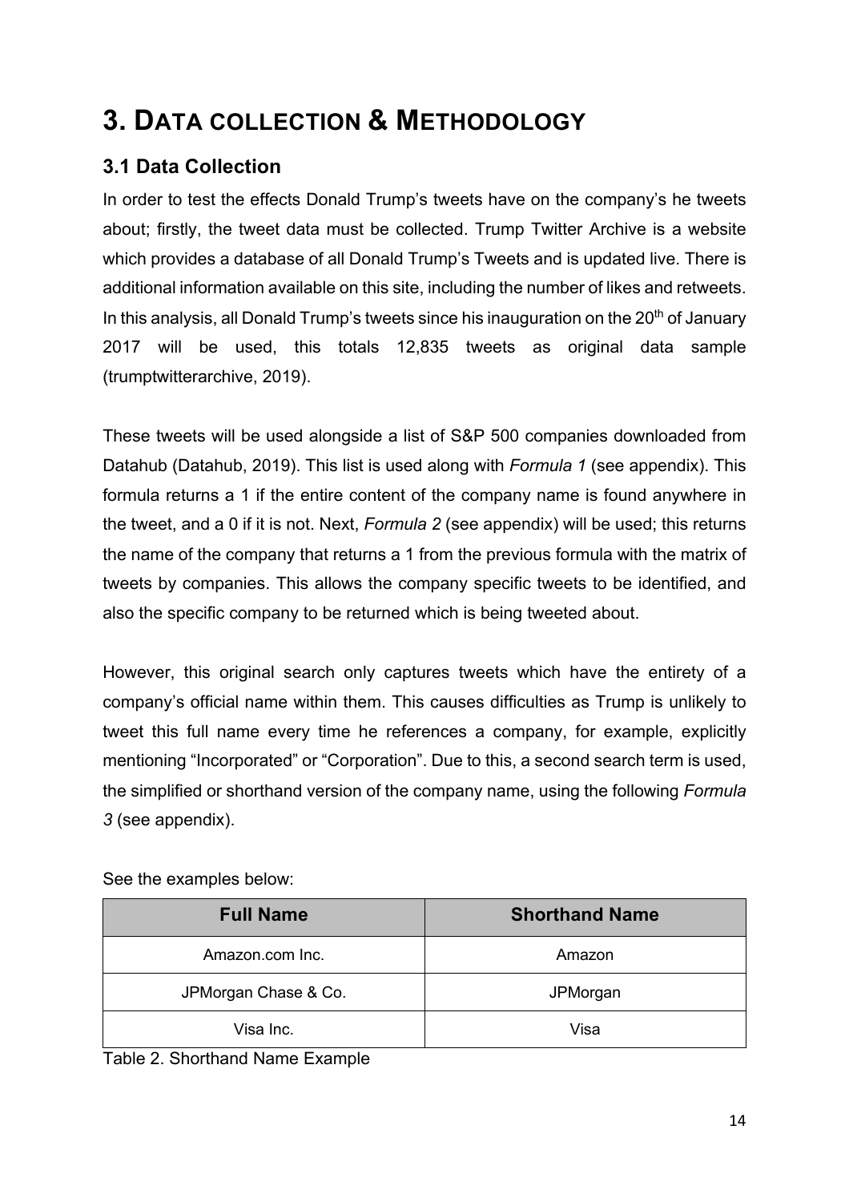# 3. DATA COLLECTION & METHODOLOGY

## 3.1 Data Collection

In order to test the effects Donald Trump's tweets have on the company's he tweets about; firstly, the tweet data must be collected. Trump Twitter Archive is a website which provides a database of all Donald Trump's Tweets and is updated live. There is additional information available on this site, including the number of likes and retweets. In this analysis, all Donald Trump's tweets since his inauguration on the 20th of January 2017 will be used, this totals 12,835 tweets as original data sample (trumptwitterarchive, 2019).

These tweets will be used alongside a list of S&P 500 companies downloaded from Datahub (Datahub, 2019). This list is used along with *Formula 1* (see appendix). This formula returns a 1 if the entire content of the company name is found anywhere in the tweet, and a 0 if it is not. Next, *Formula 2* (see appendix) will be used; this returns the name of the company that returns a 1 from the previous formula with the matrix of tweets by companies. This allows the company specific tweets to be identified, and also the specific company to be returned which is being tweeted about.

However, this original search only captures tweets which have the entirety of a company's official name within them. This causes difficulties as Trump is unlikely to tweet this full name every time he references a company, for example, explicitly mentioning "Incorporated" or "Corporation". Due to this, a second search term is used, the simplified or shorthand version of the company name, using the following *Formula 3* (see appendix).

See the examples below:

| Full Name | Shorthand Name |
|---|---|
| Amazon.com Inc. | Amazon |
| JPMorgan Chase & Co. | JPMorgan |
| Visa Inc. | Visa |

Table 2. Shorthand Name Example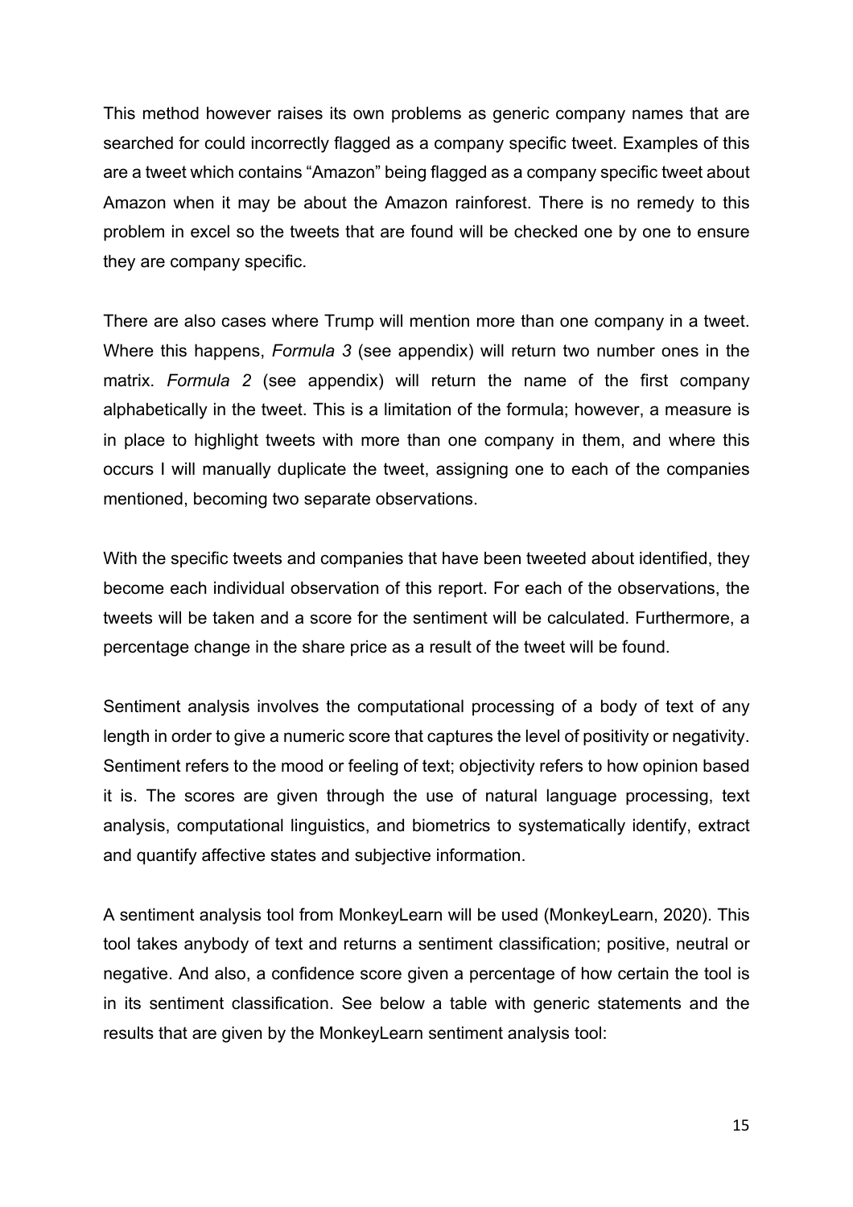This method however raises its own problems as generic company names that are searched for could incorrectly flagged as a company specific tweet. Examples of this are a tweet which contains "Amazon" being flagged as a company specific tweet about Amazon when it may be about the Amazon rainforest. There is no remedy to this problem in excel so the tweets that are found will be checked one by one to ensure they are company specific.

There are also cases where Trump will mention more than one company in a tweet. Where this happens, *Formula 3* (see appendix) will return two number ones in the matrix. *Formula 2* (see appendix) will return the name of the first company alphabetically in the tweet. This is a limitation of the formula; however, a measure is in place to highlight tweets with more than one company in them, and where this occurs I will manually duplicate the tweet, assigning one to each of the companies mentioned, becoming two separate observations.

With the specific tweets and companies that have been tweeted about identified, they become each individual observation of this report. For each of the observations, the tweets will be taken and a score for the sentiment will be calculated. Furthermore, a percentage change in the share price as a result of the tweet will be found.

Sentiment analysis involves the computational processing of a body of text of any length in order to give a numeric score that captures the level of positivity or negativity. Sentiment refers to the mood or feeling of text; objectivity refers to how opinion based it is. The scores are given through the use of natural language processing, text analysis, computational linguistics, and biometrics to systematically identify, extract and quantify affective states and subjective information.

A sentiment analysis tool from MonkeyLearn will be used (MonkeyLearn, 2020). This tool takes anybody of text and returns a sentiment classification; positive, neutral or negative. And also, a confidence score given a percentage of how certain the tool is in its sentiment classification. See below a table with generic statements and the results that are given by the MonkeyLearn sentiment analysis tool: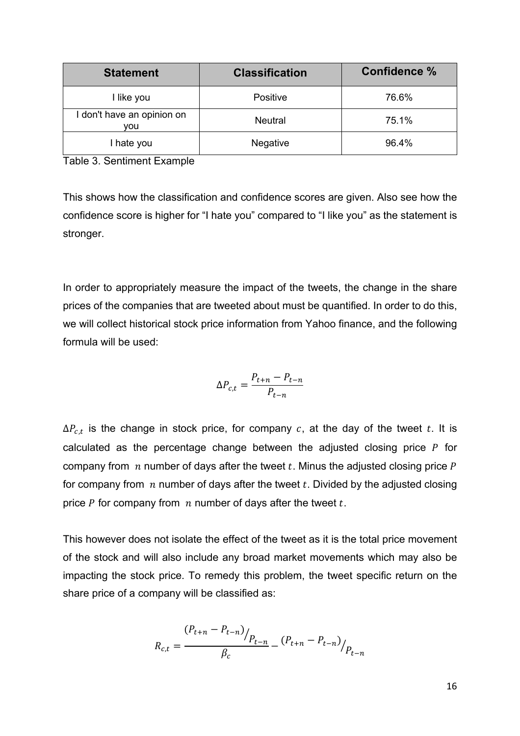| Statement | Classification | Confidence % |
|---|---|---|
| I like you | Positive | 76.6% |
| I don't have an opinion on you | Neutral | 75.1% |
| I hate you | Negative | 96.4% |

Table 3. Sentiment Example

This shows how the classification and confidence scores are given. Also see how the confidence score is higher for "I hate you" compared to "I like you" as the statement is stronger.

In order to appropriately measure the impact of the tweets, the change in the share prices of the companies that are tweeted about must be quantified. In order to do this, we will collect historical stock price information from Yahoo finance, and the following formula will be used:

$$\Delta P_{c,t} = \frac{P_{t+n} - P_{t-n}}{P_{t-n}}$$

$\Delta P_{c,t}$ is the change in stock price, for company $c$, at the day of the tweet $t$. It is calculated as the percentage change between the adjusted closing price $P$ for company from $n$ number of days after the tweet $t$. Minus the adjusted closing price $P$ for company from $n$ number of days after the tweet $t$. Divided by the adjusted closing price $P$ for company from $n$ number of days after the tweet $t$.

This however does not isolate the effect of the tweet as it is the total price movement of the stock and will also include any broad market movements which may also be impacting the stock price. To remedy this problem, the tweet specific return on the share price of a company will be classified as:

$$R_{c,t} = \frac{(P_{t+n} - P_{t-n})/_{P_{t-n}}}{\beta_c} - (P_{t+n} - P_{t-n})/_{P_{t-n}}$$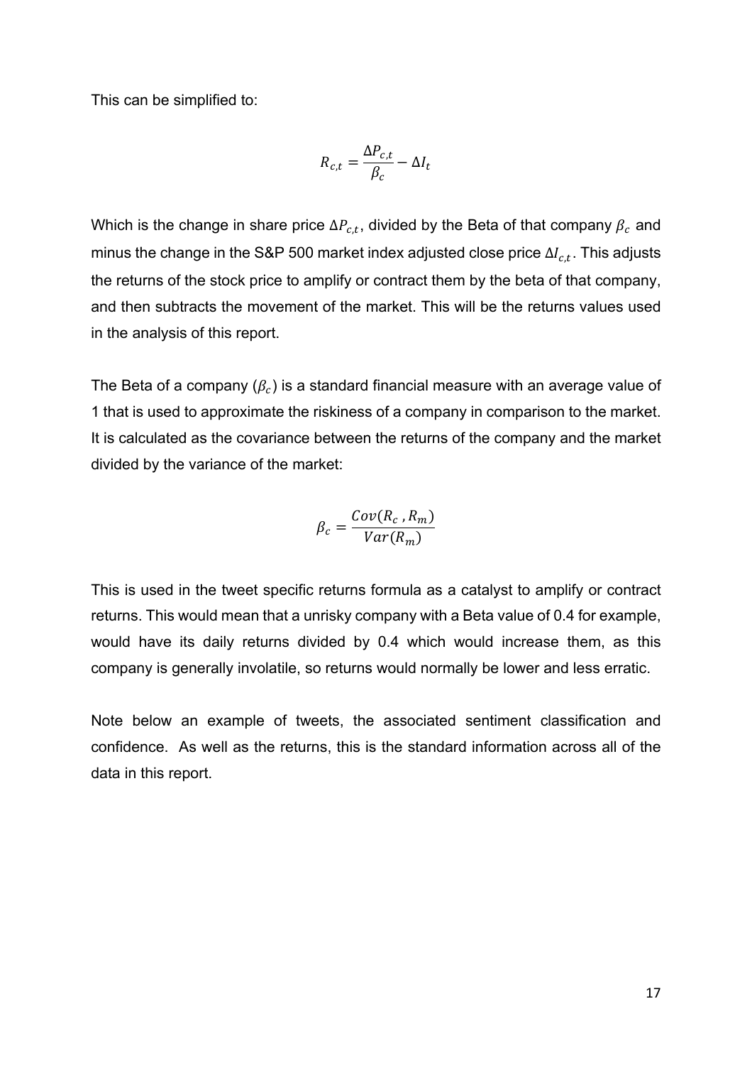This can be simplified to:

$$R_{c,t} = \frac{\Delta P_{c,t}}{\beta_c} - \Delta I_t$$

Which is the change in share price $\Delta P_{c,t}$, divided by the Beta of that company $\beta_c$ and minus the change in the S&P 500 market index adjusted close price $\Delta I_{c,t}$. This adjusts the returns of the stock price to amplify or contract them by the beta of that company, and then subtracts the movement of the market. This will be the returns values used in the analysis of this report.

The Beta of a company ($\beta_c$) is a standard financial measure with an average value of 1 that is used to approximate the riskiness of a company in comparison to the market. It is calculated as the covariance between the returns of the company and the market divided by the variance of the market:

$$\beta_c = \frac{Cov(R_c \, , R_m)}{Var(R_m)}$$

This is used in the tweet specific returns formula as a catalyst to amplify or contract returns. This would mean that a unrisky company with a Beta value of 0.4 for example, would have its daily returns divided by 0.4 which would increase them, as this company is generally involatile, so returns would normally be lower and less erratic.

Note below an example of tweets, the associated sentiment classification and confidence. As well as the returns, this is the standard information across all of the data in this report.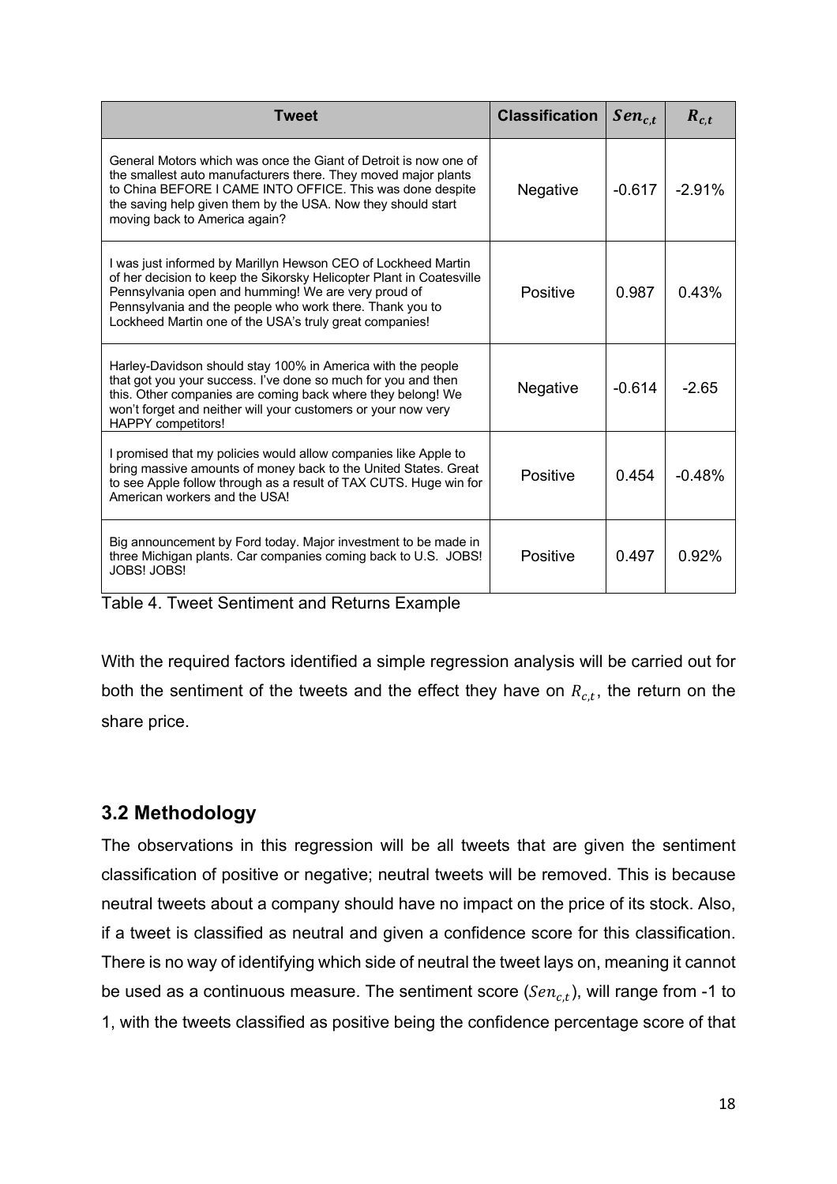| Tweet | Classification | $Sen_{c,t}$ | $R_{c,t}$ |
|---|---|---|---|
| General Motors which was once the Giant of Detroit is now one of the smallest auto manufacturers there. They moved major plants to China BEFORE I CAME INTO OFFICE. This was done despite the saving help given them by the USA. Now they should start moving back to America again? | Negative | -0.617 | -2.91% |
| I was just informed by Marillyn Hewson CEO of Lockheed Martin of her decision to keep the Sikorsky Helicopter Plant in Coatesville Pennsylvania open and humming! We are very proud of Pennsylvania and the people who work there. Thank you to Lockheed Martin one of the USA's truly great companies! | Positive | 0.987 | 0.43% |
| Harley-Davidson should stay 100% in America with the people that got you your success. I've done so much for you and then this. Other companies are coming back where they belong! We won't forget and neither will your customers or your now very HAPPY competitors! | Negative | -0.614 | -2.65 |
| I promised that my policies would allow companies like Apple to bring massive amounts of money back to the United States. Great to see Apple follow through as a result of TAX CUTS. Huge win for American workers and the USA! | Positive | 0.454 | -0.48% |
| Big announcement by Ford today. Major investment to be made in three Michigan plants. Car companies coming back to U.S. JOBS! JOBS! JOBS! | Positive | 0.497 | 0.92% |

Table 4. Tweet Sentiment and Returns Example

With the required factors identified a simple regression analysis will be carried out for both the sentiment of the tweets and the effect they have on $R_{c,t}$, the return on the share price.

## 3.2 Methodology

The observations in this regression will be all tweets that are given the sentiment classification of positive or negative; neutral tweets will be removed. This is because neutral tweets about a company should have no impact on the price of its stock. Also, if a tweet is classified as neutral and given a confidence score for this classification. There is no way of identifying which side of neutral the tweet lays on, meaning it cannot be used as a continuous measure. The sentiment score ($Sen_{c,t}$), will range from -1 to 1, with the tweets classified as positive being the confidence percentage score of that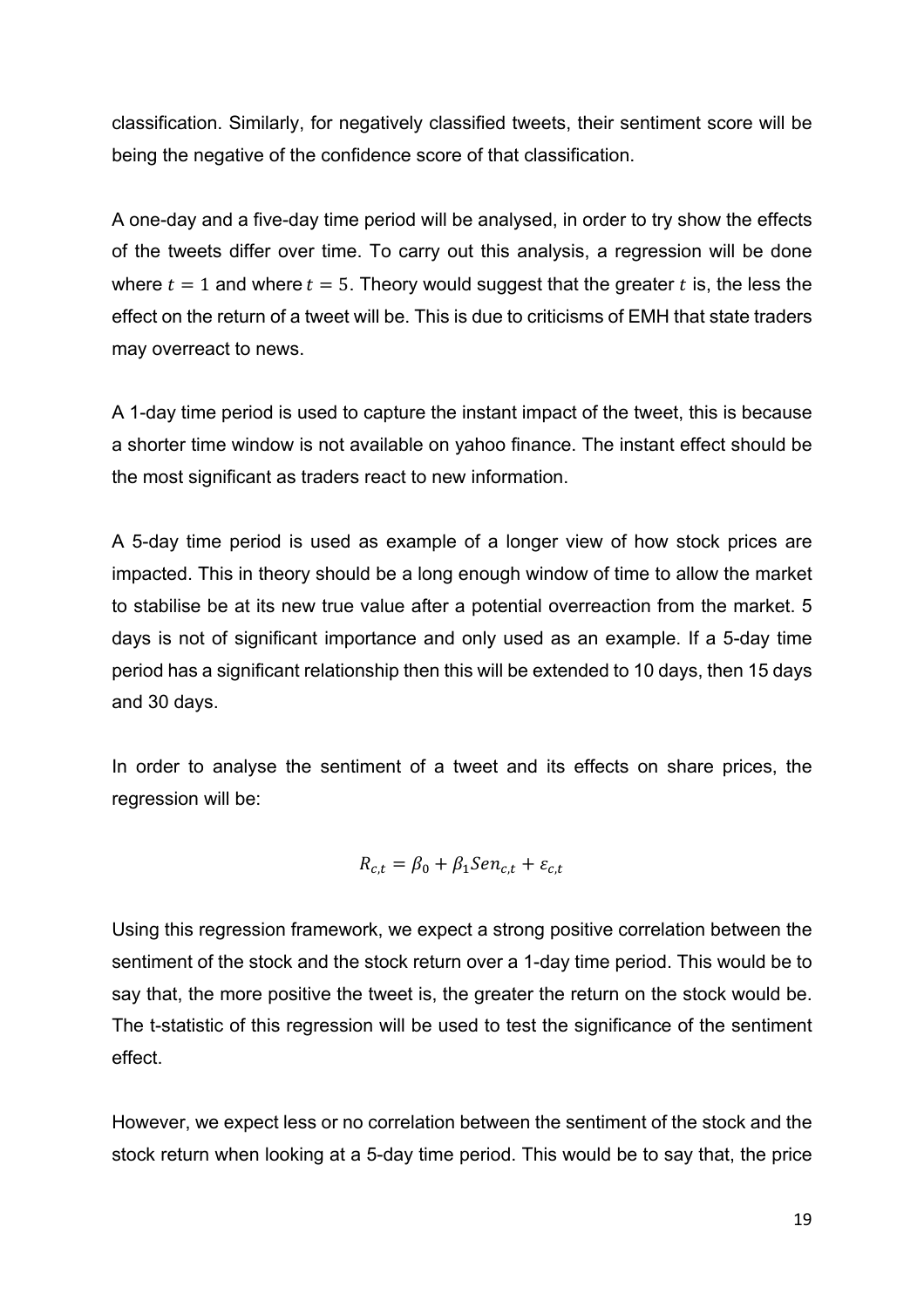classification. Similarly, for negatively classified tweets, their sentiment score will be being the negative of the confidence score of that classification.

A one-day and a five-day time period will be analysed, in order to try show the effects of the tweets differ over time. To carry out this analysis, a regression will be done where $t = 1$ and where $t = 5$. Theory would suggest that the greater $t$ is, the less the effect on the return of a tweet will be. This is due to criticisms of EMH that state traders may overreact to news.

A 1-day time period is used to capture the instant impact of the tweet, this is because a shorter time window is not available on yahoo finance. The instant effect should be the most significant as traders react to new information.

A 5-day time period is used as example of a longer view of how stock prices are impacted. This in theory should be a long enough window of time to allow the market to stabilise be at its new true value after a potential overreaction from the market. 5 days is not of significant importance and only used as an example. If a 5-day time period has a significant relationship then this will be extended to 10 days, then 15 days and 30 days.

In order to analyse the sentiment of a tweet and its effects on share prices, the regression will be:

$$R_{c,t} = \beta_0 + \beta_1 Sen_{c,t} + \varepsilon_{c,t}$$

Using this regression framework, we expect a strong positive correlation between the sentiment of the stock and the stock return over a 1-day time period. This would be to say that, the more positive the tweet is, the greater the return on the stock would be. The t-statistic of this regression will be used to test the significance of the sentiment effect.

However, we expect less or no correlation between the sentiment of the stock and the stock return when looking at a 5-day time period. This would be to say that, the price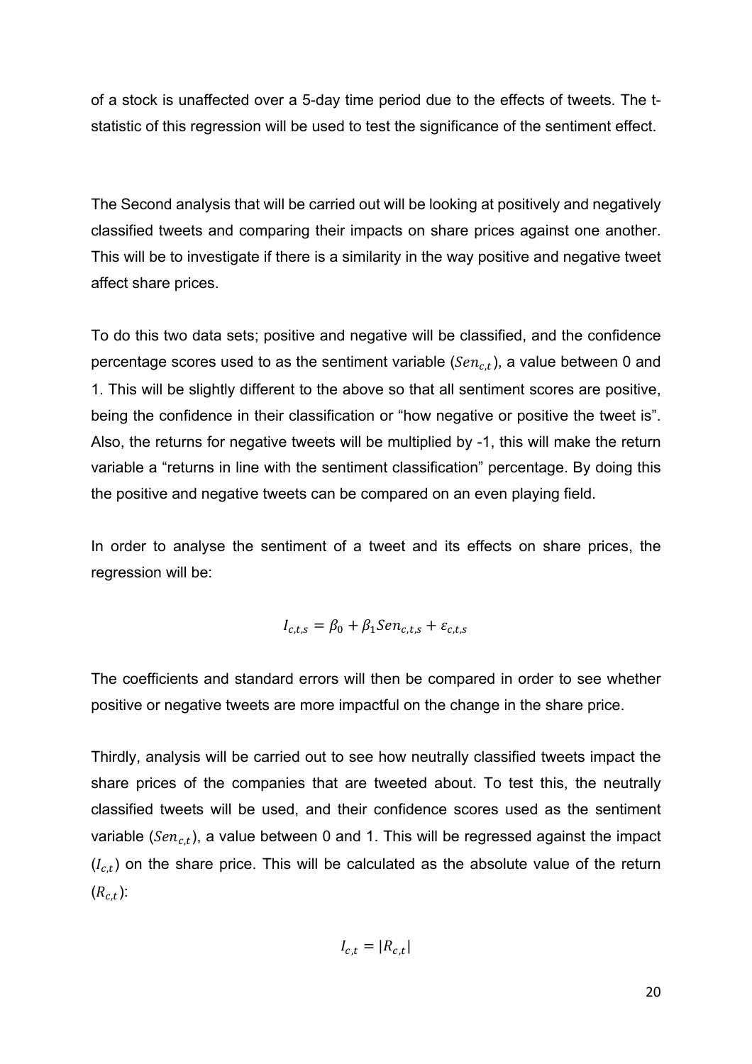of a stock is unaffected over a 5-day time period due to the effects of tweets. The t-statistic of this regression will be used to test the significance of the sentiment effect.

The Second analysis that will be carried out will be looking at positively and negatively classified tweets and comparing their impacts on share prices against one another. This will be to investigate if there is a similarity in the way positive and negative tweet affect share prices.

To do this two data sets; positive and negative will be classified, and the confidence percentage scores used to as the sentiment variable ($Sen_{c,t}$), a value between 0 and 1. This will be slightly different to the above so that all sentiment scores are positive, being the confidence in their classification or "how negative or positive the tweet is". Also, the returns for negative tweets will be multiplied by -1, this will make the return variable a "returns in line with the sentiment classification" percentage. By doing this the positive and negative tweets can be compared on an even playing field.

In order to analyse the sentiment of a tweet and its effects on share prices, the regression will be:

$$I_{c,t,s} = \beta_0 + \beta_1 Sen_{c,t,s} + \varepsilon_{c,t,s}$$

The coefficients and standard errors will then be compared in order to see whether positive or negative tweets are more impactful on the change in the share price.

Thirdly, analysis will be carried out to see how neutrally classified tweets impact the share prices of the companies that are tweeted about. To test this, the neutrally classified tweets will be used, and their confidence scores used as the sentiment variable ($Sen_{c,t}$), a value between 0 and 1. This will be regressed against the impact ($I_{c,t}$) on the share price. This will be calculated as the absolute value of the return ($R_{c,t}$):

$$I_{c,t} = |R_{c,t}|$$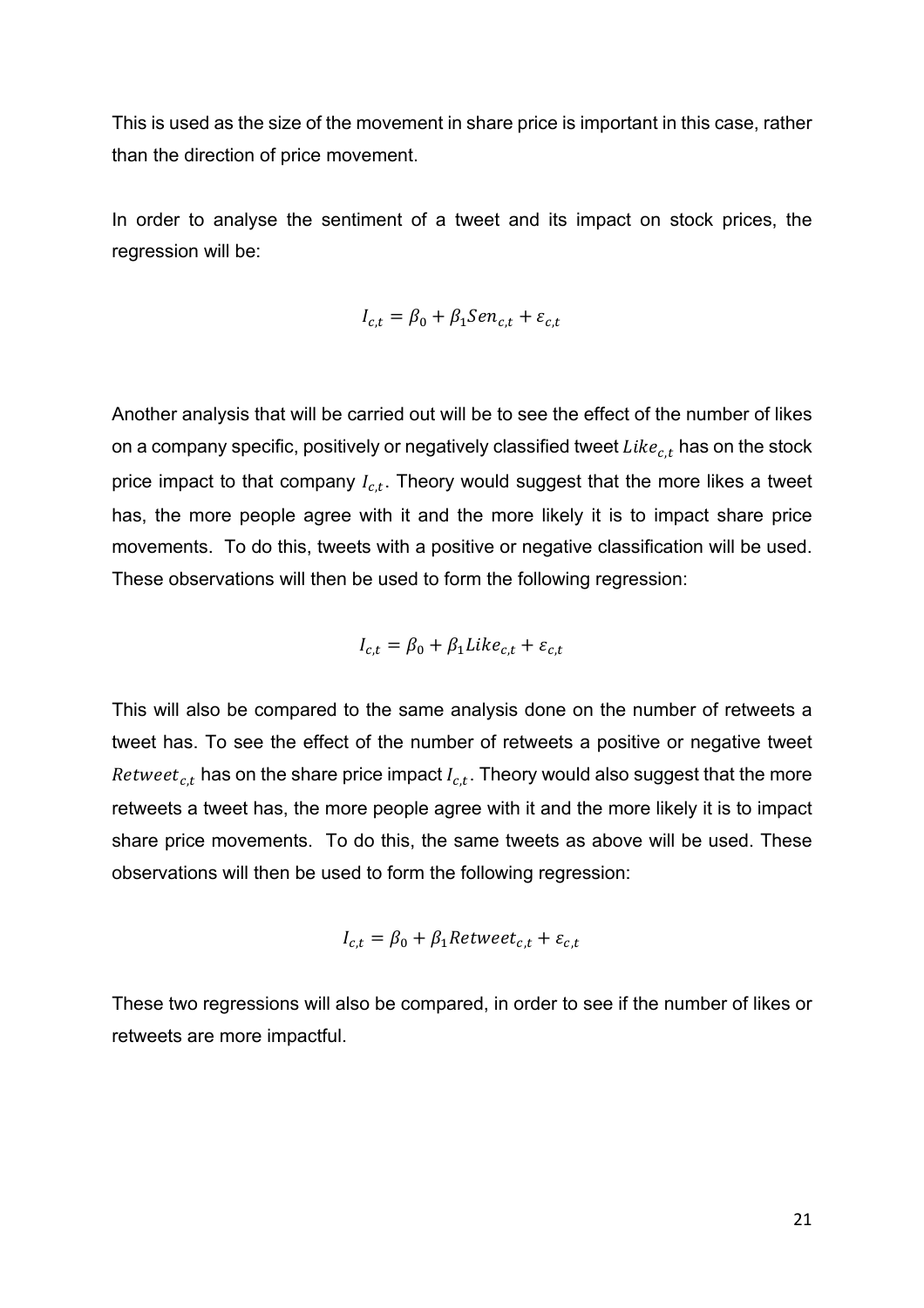This is used as the size of the movement in share price is important in this case, rather than the direction of price movement.

In order to analyse the sentiment of a tweet and its impact on stock prices, the regression will be:

$$I_{c,t} = \beta_0 + \beta_1 Sen_{c,t} + \varepsilon_{c,t}$$

Another analysis that will be carried out will be to see the effect of the number of likes on a company specific, positively or negatively classified tweet $Like_{c,t}$ has on the stock price impact to that company $I_{c,t}$. Theory would suggest that the more likes a tweet has, the more people agree with it and the more likely it is to impact share price movements. To do this, tweets with a positive or negative classification will be used. These observations will then be used to form the following regression:

$$I_{c,t} = \beta_0 + \beta_1 Like_{c,t} + \varepsilon_{c,t}$$

This will also be compared to the same analysis done on the number of retweets a tweet has. To see the effect of the number of retweets a positive or negative tweet $Retweet_{c,t}$ has on the share price impact $I_{c,t}$. Theory would also suggest that the more retweets a tweet has, the more people agree with it and the more likely it is to impact share price movements. To do this, the same tweets as above will be used. These observations will then be used to form the following regression:

$$I_{c,t} = \beta_0 + \beta_1 Retweet_{c,t} + \varepsilon_{c,t}$$

These two regressions will also be compared, in order to see if the number of likes or retweets are more impactful.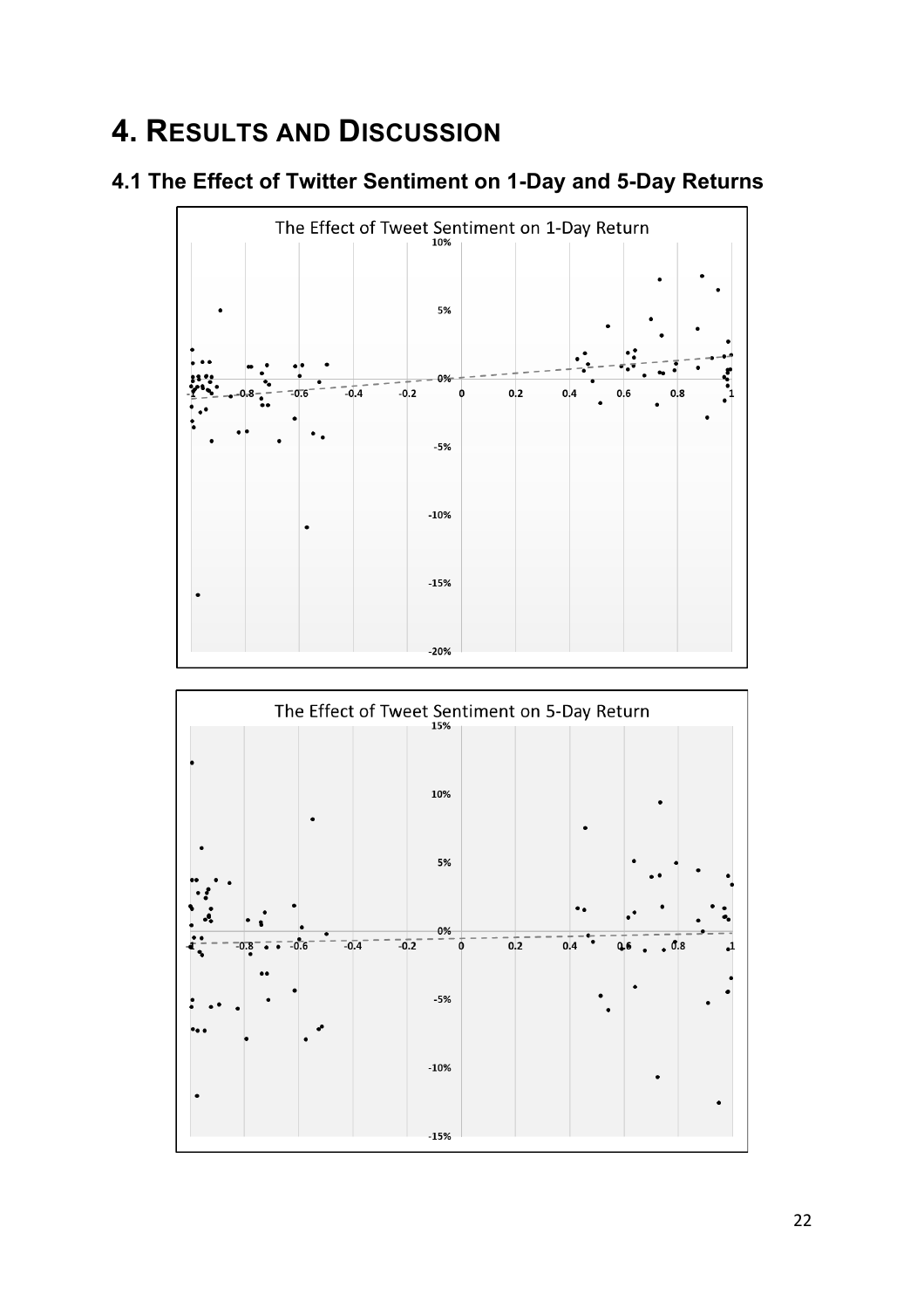# 4. Results and Discussion

## 4.1 The Effect of Twitter Sentiment on 1-Day and 5-Day Returns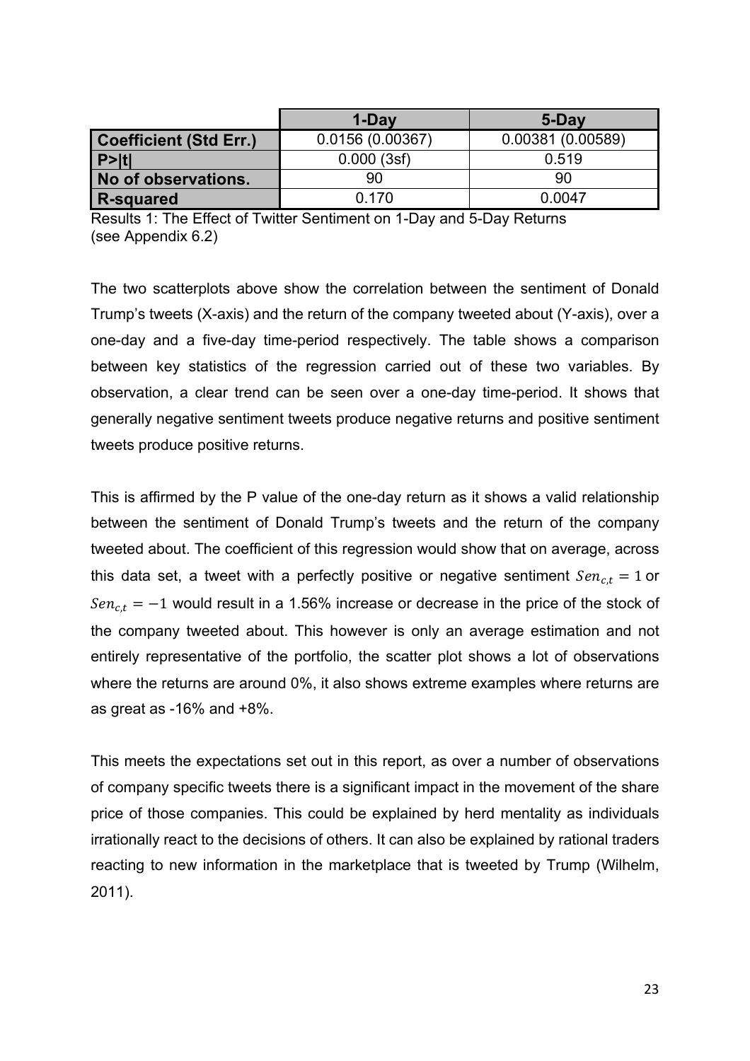| | 1-Day | 5-Day |
|---|---|---|
| **Coefficient (Std Err.)** | 0.0156 (0.00367) | 0.00381 (0.00589) |
| **P>\|t\|** | 0.000 (3sf) | 0.519 |
| **No of observations.** | 90 | 90 |
| **R-squared** | 0.170 | 0.0047 |

Results 1: The Effect of Twitter Sentiment on 1-Day and 5-Day Returns (see Appendix 6.2)

The two scatterplots above show the correlation between the sentiment of Donald Trump's tweets (X-axis) and the return of the company tweeted about (Y-axis), over a one-day and a five-day time-period respectively. The table shows a comparison between key statistics of the regression carried out of these two variables. By observation, a clear trend can be seen over a one-day time-period. It shows that generally negative sentiment tweets produce negative returns and positive sentiment tweets produce positive returns.

This is affirmed by the P value of the one-day return as it shows a valid relationship between the sentiment of Donald Trump's tweets and the return of the company tweeted about. The coefficient of this regression would show that on average, across this data set, a tweet with a perfectly positive or negative sentiment $Sen_{c,t} = 1$ or $Sen_{c,t} = -1$ would result in a 1.56% increase or decrease in the price of the stock of the company tweeted about. This however is only an average estimation and not entirely representative of the portfolio, the scatter plot shows a lot of observations where the returns are around 0%, it also shows extreme examples where returns are as great as -16% and +8%.

This meets the expectations set out in this report, as over a number of observations of company specific tweets there is a significant impact in the movement of the share price of those companies. This could be explained by herd mentality as individuals irrationally react to the decisions of others. It can also be explained by rational traders reacting to new information in the marketplace that is tweeted by Trump (Wilhelm, 2011).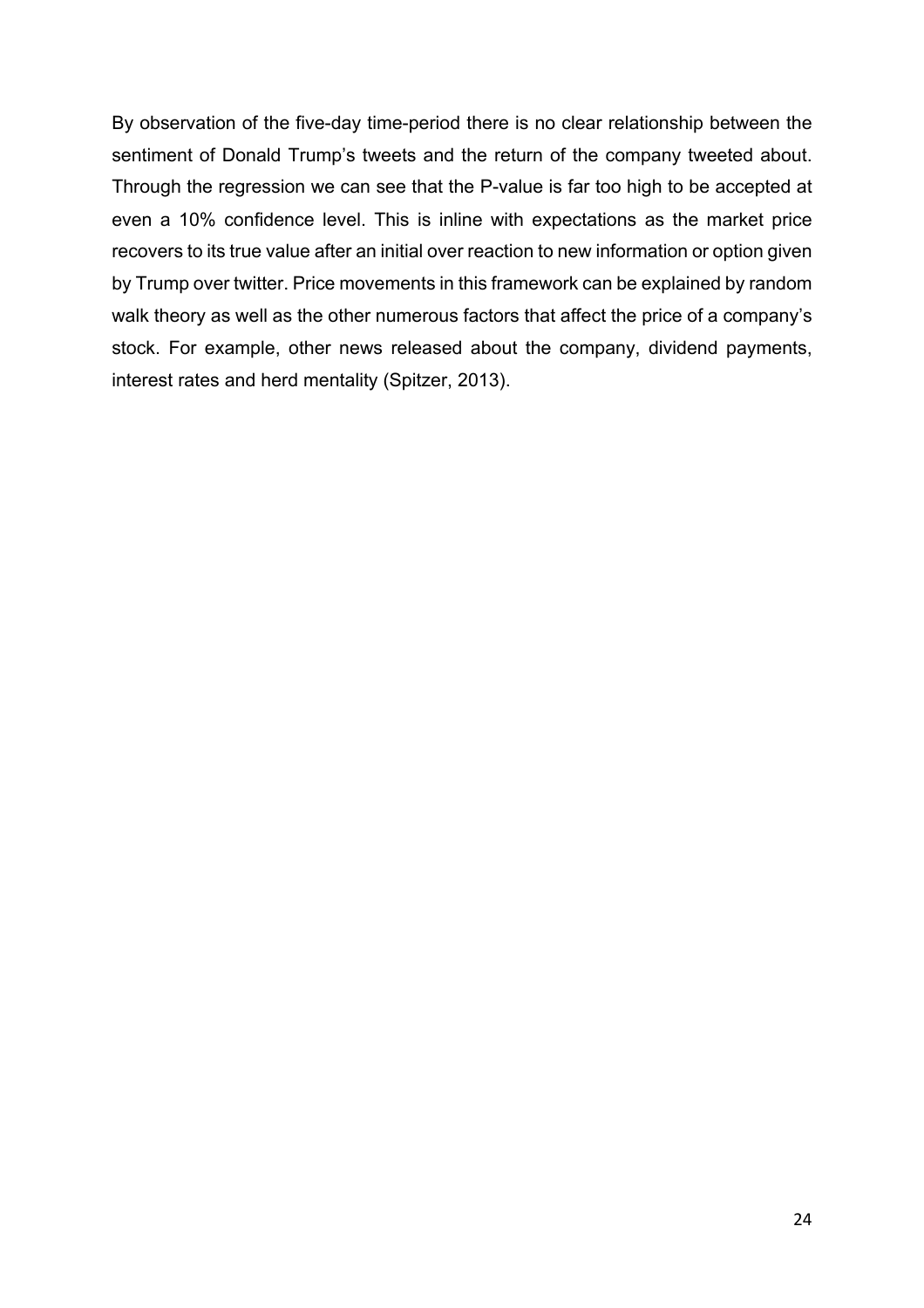By observation of the five-day time-period there is no clear relationship between the sentiment of Donald Trump's tweets and the return of the company tweeted about. Through the regression we can see that the P-value is far too high to be accepted at even a 10% confidence level. This is inline with expectations as the market price recovers to its true value after an initial over reaction to new information or option given by Trump over twitter. Price movements in this framework can be explained by random walk theory as well as the other numerous factors that affect the price of a company's stock. For example, other news released about the company, dividend payments, interest rates and herd mentality (Spitzer, 2013).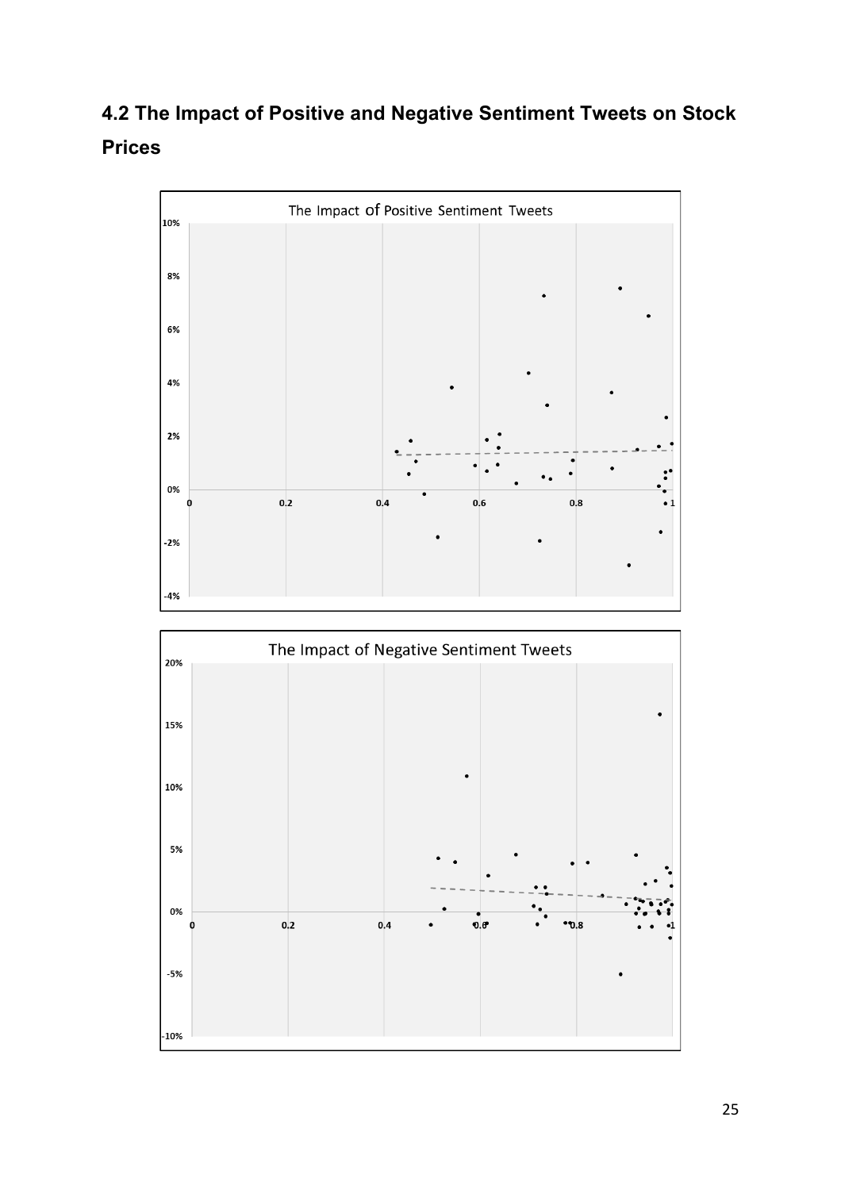## 4.2 The Impact of Positive and Negative Sentiment Tweets on Stock Prices

The Impact of Positive Sentiment Tweets

The Impact of Negative Sentiment Tweets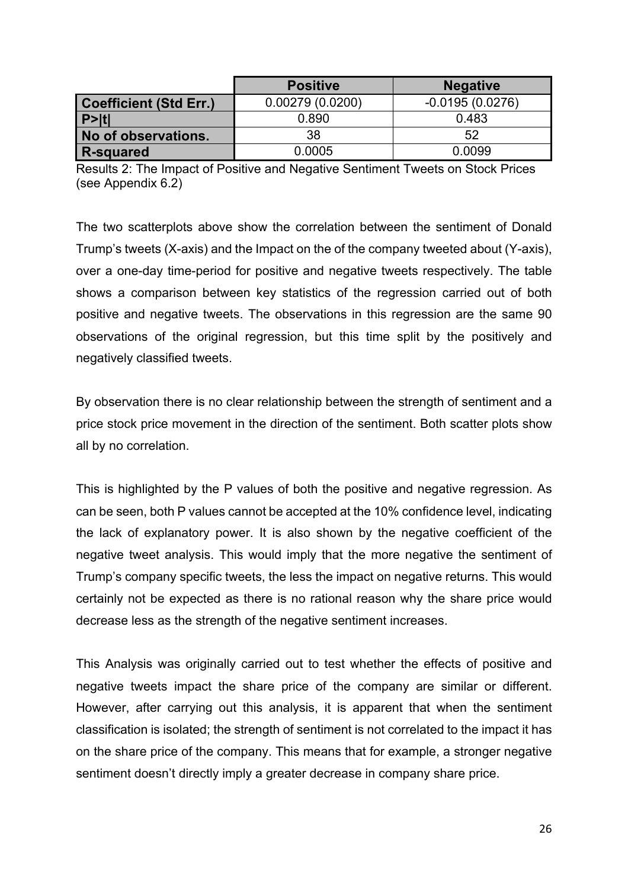| | Positive | Negative |
|---|---|---|
| **Coefficient (Std Err.)** | 0.00279 (0.0200) | -0.0195 (0.0276) |
| **P>\|t\|** | 0.890 | 0.483 |
| **No of observations.** | 38 | 52 |
| **R-squared** | 0.0005 | 0.0099 |

Results 2: The Impact of Positive and Negative Sentiment Tweets on Stock Prices (see Appendix 6.2)

The two scatterplots above show the correlation between the sentiment of Donald Trump's tweets (X-axis) and the Impact on the of the company tweeted about (Y-axis), over a one-day time-period for positive and negative tweets respectively. The table shows a comparison between key statistics of the regression carried out of both positive and negative tweets. The observations in this regression are the same 90 observations of the original regression, but this time split by the positively and negatively classified tweets.

By observation there is no clear relationship between the strength of sentiment and a price stock price movement in the direction of the sentiment. Both scatter plots show all by no correlation.

This is highlighted by the P values of both the positive and negative regression. As can be seen, both P values cannot be accepted at the 10% confidence level, indicating the lack of explanatory power. It is also shown by the negative coefficient of the negative tweet analysis. This would imply that the more negative the sentiment of Trump's company specific tweets, the less the impact on negative returns. This would certainly not be expected as there is no rational reason why the share price would decrease less as the strength of the negative sentiment increases.

This Analysis was originally carried out to test whether the effects of positive and negative tweets impact the share price of the company are similar or different. However, after carrying out this analysis, it is apparent that when the sentiment classification is isolated; the strength of sentiment is not correlated to the impact it has on the share price of the company. This means that for example, a stronger negative sentiment doesn't directly imply a greater decrease in company share price.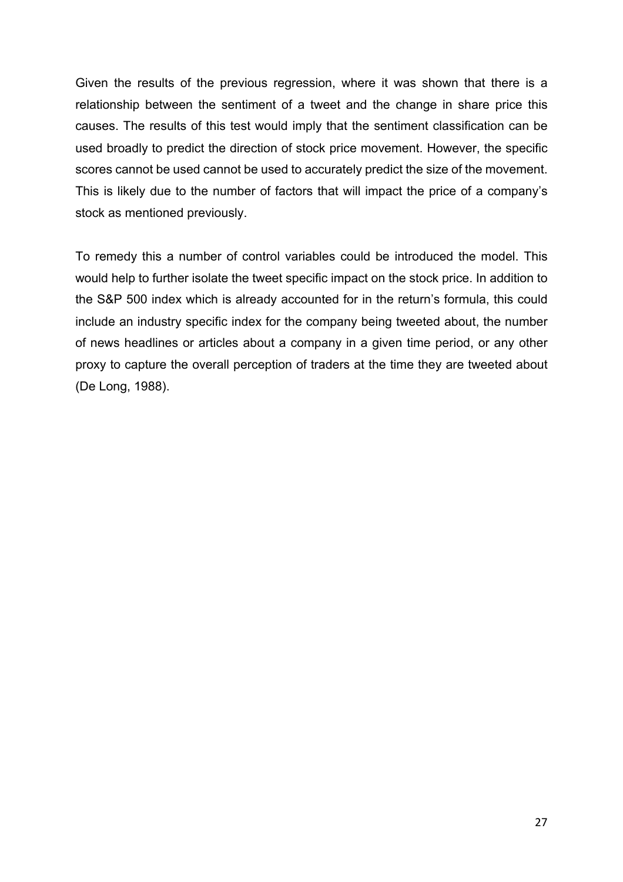Given the results of the previous regression, where it was shown that there is a relationship between the sentiment of a tweet and the change in share price this causes. The results of this test would imply that the sentiment classification can be used broadly to predict the direction of stock price movement. However, the specific scores cannot be used cannot be used to accurately predict the size of the movement. This is likely due to the number of factors that will impact the price of a company's stock as mentioned previously.

To remedy this a number of control variables could be introduced the model. This would help to further isolate the tweet specific impact on the stock price. In addition to the S&P 500 index which is already accounted for in the return's formula, this could include an industry specific index for the company being tweeted about, the number of news headlines or articles about a company in a given time period, or any other proxy to capture the overall perception of traders at the time they are tweeted about (De Long, 1988).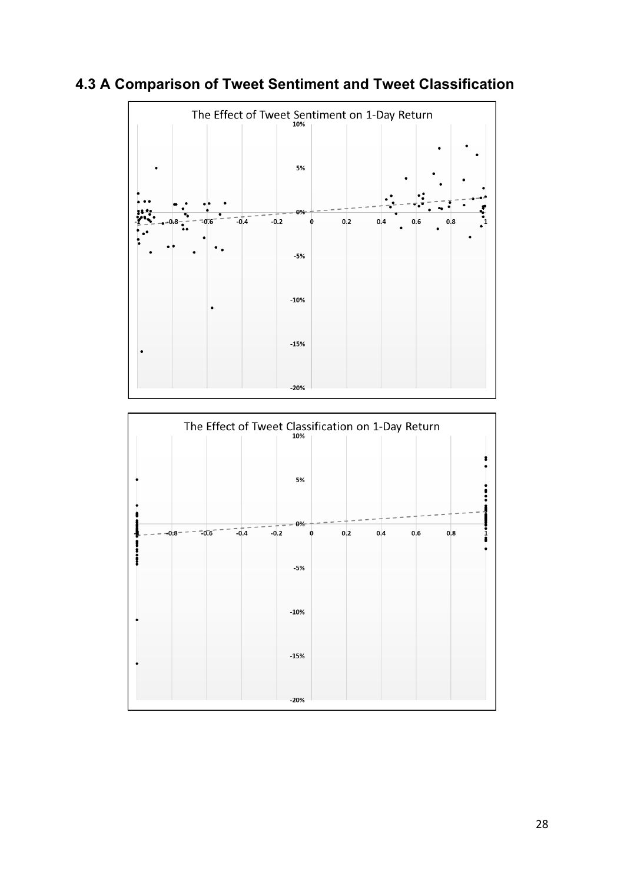### 4.3 A Comparison of Tweet Sentiment and Tweet Classification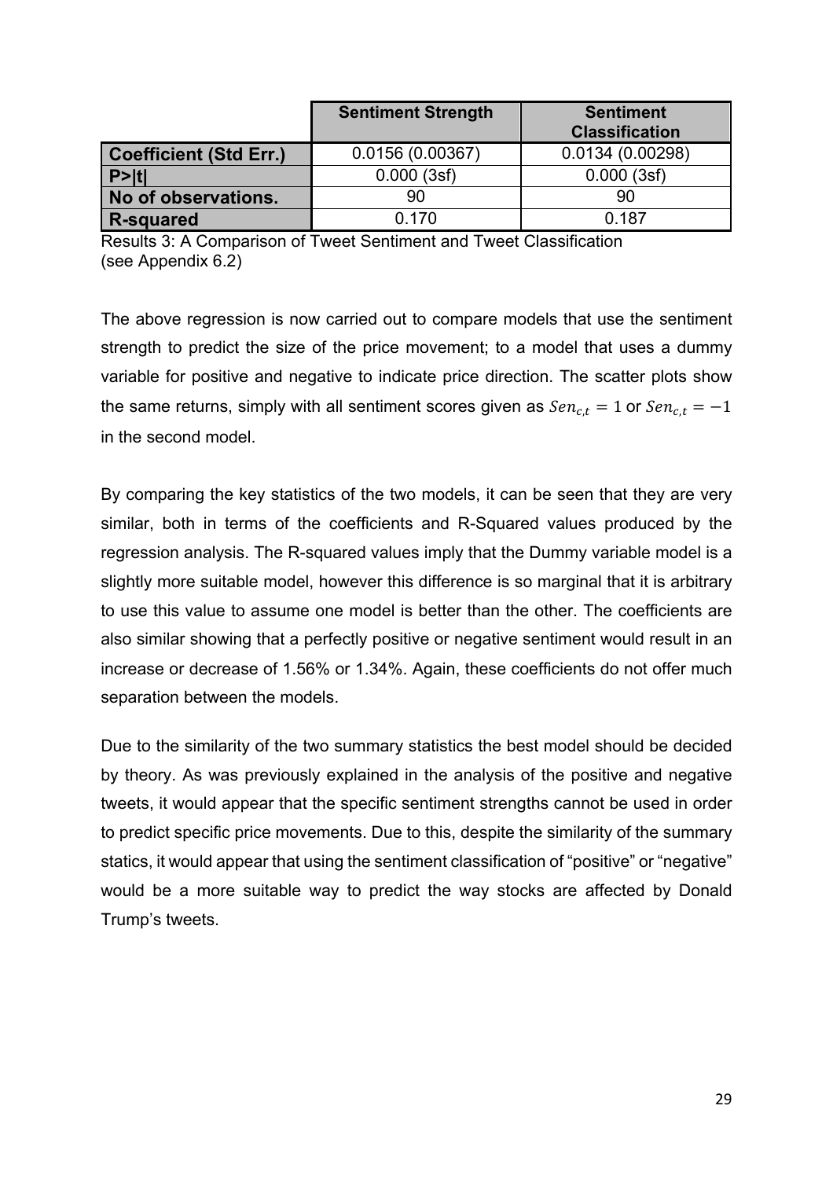| | Sentiment Strength | Sentiment Classification |
|---|---|---|
| **Coefficient (Std Err.)** | 0.0156 (0.00367) | 0.0134 (0.00298) |
| **P>\|t\|** | 0.000 (3sf) | 0.000 (3sf) |
| **No of observations.** | 90 | 90 |
| **R-squared** | 0.170 | 0.187 |

Results 3: A Comparison of Tweet Sentiment and Tweet Classification (see Appendix 6.2)

The above regression is now carried out to compare models that use the sentiment strength to predict the size of the price movement; to a model that uses a dummy variable for positive and negative to indicate price direction. The scatter plots show the same returns, simply with all sentiment scores given as $Sen_{c,t} = 1$ or $Sen_{c,t} = -1$ in the second model.

By comparing the key statistics of the two models, it can be seen that they are very similar, both in terms of the coefficients and R-Squared values produced by the regression analysis. The R-squared values imply that the Dummy variable model is a slightly more suitable model, however this difference is so marginal that it is arbitrary to use this value to assume one model is better than the other. The coefficients are also similar showing that a perfectly positive or negative sentiment would result in an increase or decrease of 1.56% or 1.34%. Again, these coefficients do not offer much separation between the models.

Due to the similarity of the two summary statistics the best model should be decided by theory. As was previously explained in the analysis of the positive and negative tweets, it would appear that the specific sentiment strengths cannot be used in order to predict specific price movements. Due to this, despite the similarity of the summary statics, it would appear that using the sentiment classification of "positive" or "negative" would be a more suitable way to predict the way stocks are affected by Donald Trump's tweets.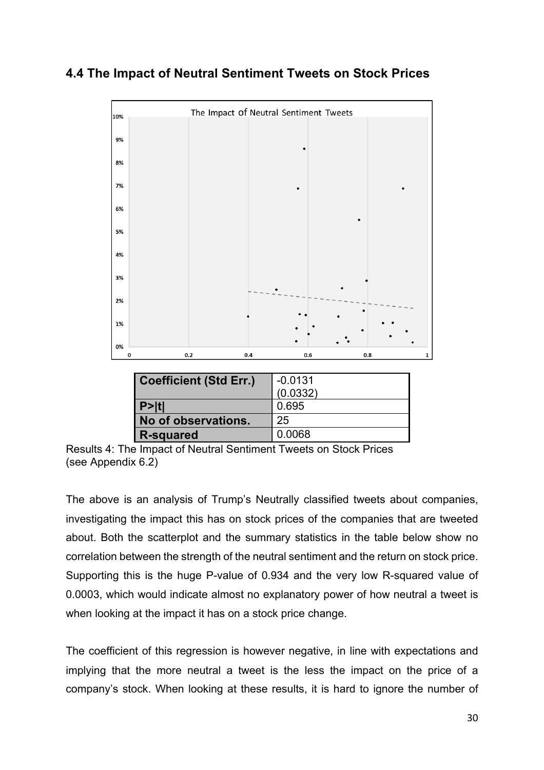## 4.4 The Impact of Neutral Sentiment Tweets on Stock Prices

| Coefficient (Std Err.) | -0.0131 (0.0332) |
|---|---|
| P>\|t\| | 0.695 |
| No of observations. | 25 |
| R-squared | 0.0068 |

Results 4: The Impact of Neutral Sentiment Tweets on Stock Prices (see Appendix 6.2)

The above is an analysis of Trump's Neutrally classified tweets about companies, investigating the impact this has on stock prices of the companies that are tweeted about. Both the scatterplot and the summary statistics in the table below show no correlation between the strength of the neutral sentiment and the return on stock price. Supporting this is the huge P-value of 0.934 and the very low R-squared value of 0.0003, which would indicate almost no explanatory power of how neutral a tweet is when looking at the impact it has on a stock price change.

The coefficient of this regression is however negative, in line with expectations and implying that the more neutral a tweet is the less the impact on the price of a company's stock. When looking at these results, it is hard to ignore the number of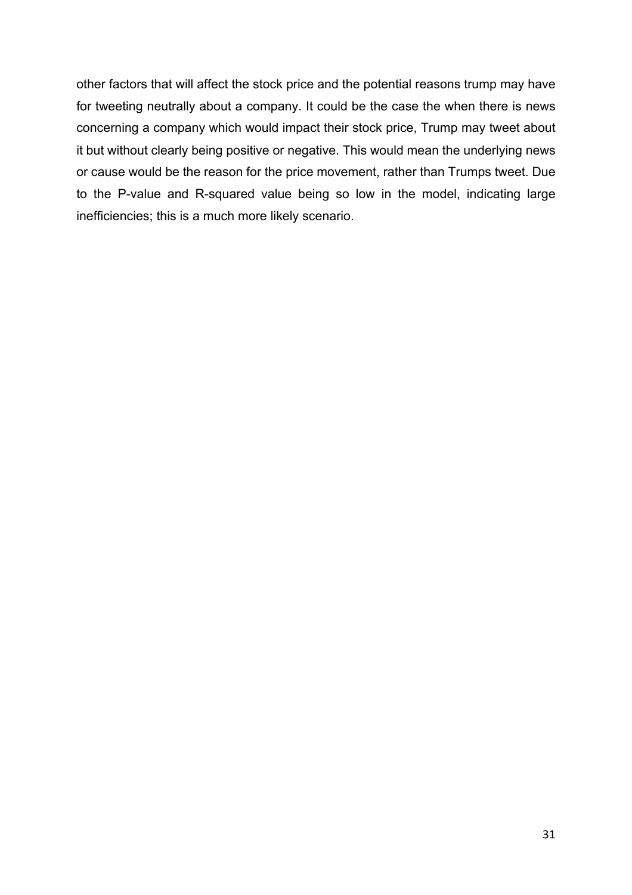other factors that will affect the stock price and the potential reasons trump may have for tweeting neutrally about a company. It could be the case the when there is news concerning a company which would impact their stock price, Trump may tweet about it but without clearly being positive or negative. This would mean the underlying news or cause would be the reason for the price movement, rather than Trumps tweet. Due to the P-value and R-squared value being so low in the model, indicating large inefficiencies; this is a much more likely scenario.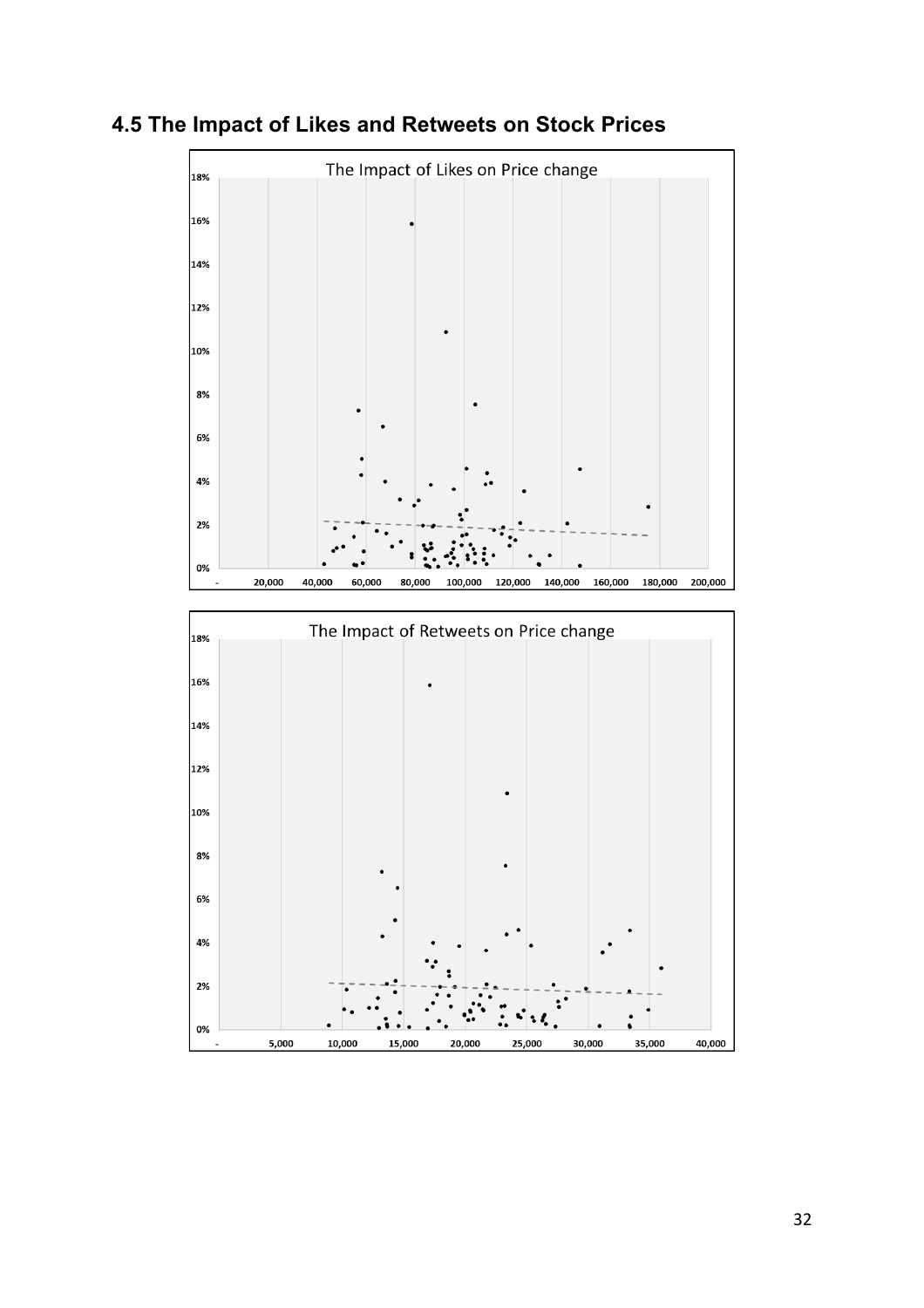## 4.5 The Impact of Likes and Retweets on Stock Prices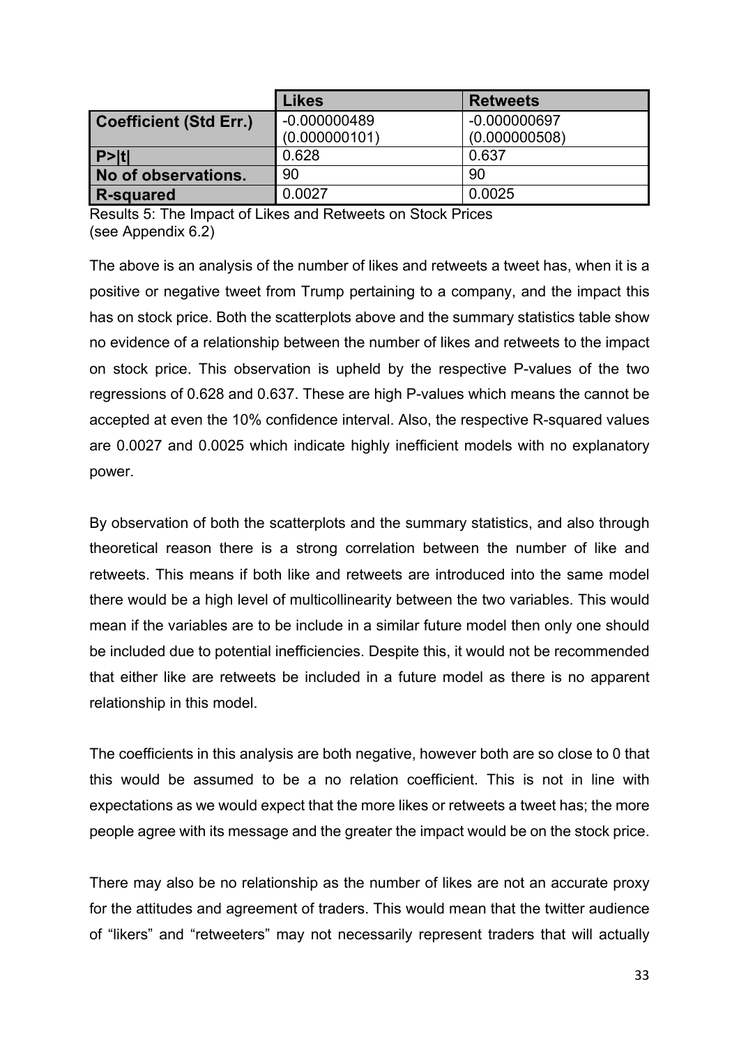| | **Likes** | **Retweets** |
|---|---|---|
| **Coefficient (Std Err.)** | -0.000000489 (0.000000101) | -0.000000697 (0.000000508) |
| **P>\|t\|** | 0.628 | 0.637 |
| **No of observations.** | 90 | 90 |
| **R-squared** | 0.0027 | 0.0025 |

Results 5: The Impact of Likes and Retweets on Stock Prices
(see Appendix 6.2)

The above is an analysis of the number of likes and retweets a tweet has, when it is a positive or negative tweet from Trump pertaining to a company, and the impact this has on stock price. Both the scatterplots above and the summary statistics table show no evidence of a relationship between the number of likes and retweets to the impact on stock price. This observation is upheld by the respective P-values of the two regressions of 0.628 and 0.637. These are high P-values which means the cannot be accepted at even the 10% confidence interval. Also, the respective R-squared values are 0.0027 and 0.0025 which indicate highly inefficient models with no explanatory power.

By observation of both the scatterplots and the summary statistics, and also through theoretical reason there is a strong correlation between the number of like and retweets. This means if both like and retweets are introduced into the same model there would be a high level of multicollinearity between the two variables. This would mean if the variables are to be include in a similar future model then only one should be included due to potential inefficiencies. Despite this, it would not be recommended that either like are retweets be included in a future model as there is no apparent relationship in this model.

The coefficients in this analysis are both negative, however both are so close to 0 that this would be assumed to be a no relation coefficient. This is not in line with expectations as we would expect that the more likes or retweets a tweet has; the more people agree with its message and the greater the impact would be on the stock price.

There may also be no relationship as the number of likes are not an accurate proxy for the attitudes and agreement of traders. This would mean that the twitter audience of "likers" and "retweeters" may not necessarily represent traders that will actually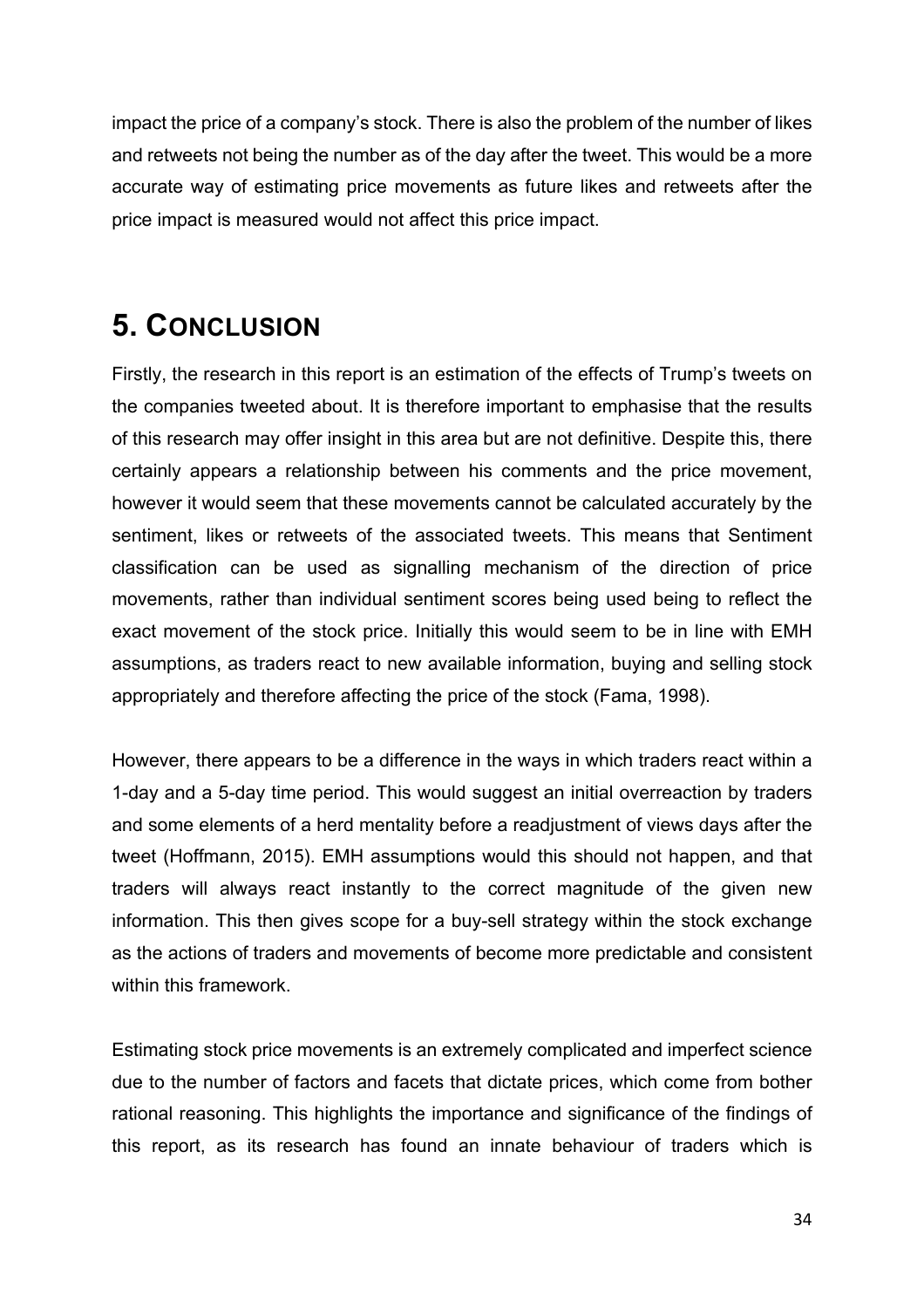impact the price of a company's stock. There is also the problem of the number of likes and retweets not being the number as of the day after the tweet. This would be a more accurate way of estimating price movements as future likes and retweets after the price impact is measured would not affect this price impact.

# 5. Conclusion

Firstly, the research in this report is an estimation of the effects of Trump's tweets on the companies tweeted about. It is therefore important to emphasise that the results of this research may offer insight in this area but are not definitive. Despite this, there certainly appears a relationship between his comments and the price movement, however it would seem that these movements cannot be calculated accurately by the sentiment, likes or retweets of the associated tweets. This means that Sentiment classification can be used as signalling mechanism of the direction of price movements, rather than individual sentiment scores being used being to reflect the exact movement of the stock price. Initially this would seem to be in line with EMH assumptions, as traders react to new available information, buying and selling stock appropriately and therefore affecting the price of the stock (Fama, 1998).

However, there appears to be a difference in the ways in which traders react within a 1-day and a 5-day time period. This would suggest an initial overreaction by traders and some elements of a herd mentality before a readjustment of views days after the tweet (Hoffmann, 2015). EMH assumptions would this should not happen, and that traders will always react instantly to the correct magnitude of the given new information. This then gives scope for a buy-sell strategy within the stock exchange as the actions of traders and movements of become more predictable and consistent within this framework.

Estimating stock price movements is an extremely complicated and imperfect science due to the number of factors and facets that dictate prices, which come from bother rational reasoning. This highlights the importance and significance of the findings of this report, as its research has found an innate behaviour of traders which is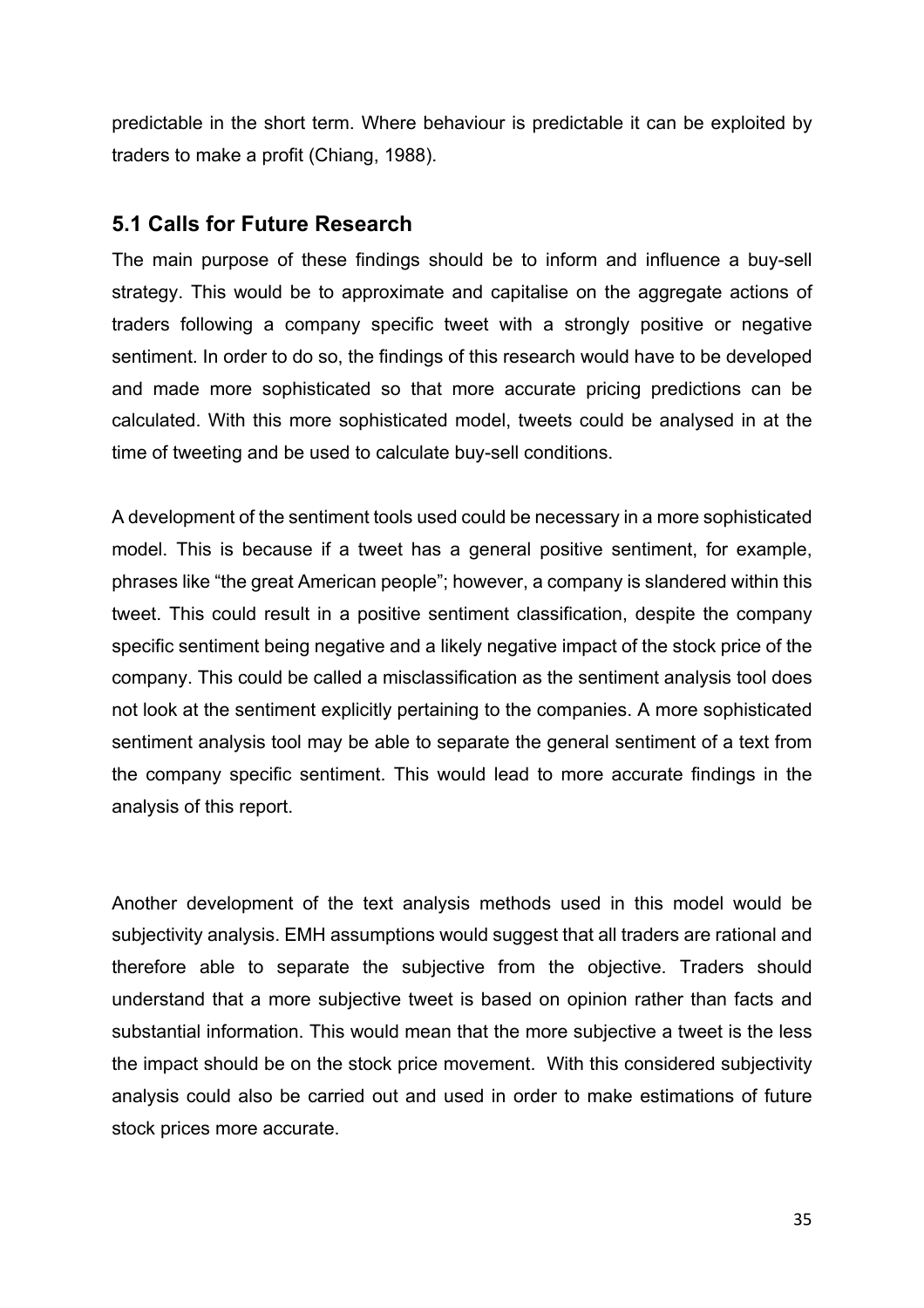predictable in the short term. Where behaviour is predictable it can be exploited by traders to make a profit (Chiang, 1988).

## 5.1 Calls for Future Research

The main purpose of these findings should be to inform and influence a buy-sell strategy. This would be to approximate and capitalise on the aggregate actions of traders following a company specific tweet with a strongly positive or negative sentiment. In order to do so, the findings of this research would have to be developed and made more sophisticated so that more accurate pricing predictions can be calculated. With this more sophisticated model, tweets could be analysed in at the time of tweeting and be used to calculate buy-sell conditions.

A development of the sentiment tools used could be necessary in a more sophisticated model. This is because if a tweet has a general positive sentiment, for example, phrases like "the great American people"; however, a company is slandered within this tweet. This could result in a positive sentiment classification, despite the company specific sentiment being negative and a likely negative impact of the stock price of the company. This could be called a misclassification as the sentiment analysis tool does not look at the sentiment explicitly pertaining to the companies. A more sophisticated sentiment analysis tool may be able to separate the general sentiment of a text from the company specific sentiment. This would lead to more accurate findings in the analysis of this report.

Another development of the text analysis methods used in this model would be subjectivity analysis. EMH assumptions would suggest that all traders are rational and therefore able to separate the subjective from the objective. Traders should understand that a more subjective tweet is based on opinion rather than facts and substantial information. This would mean that the more subjective a tweet is the less the impact should be on the stock price movement. With this considered subjectivity analysis could also be carried out and used in order to make estimations of future stock prices more accurate.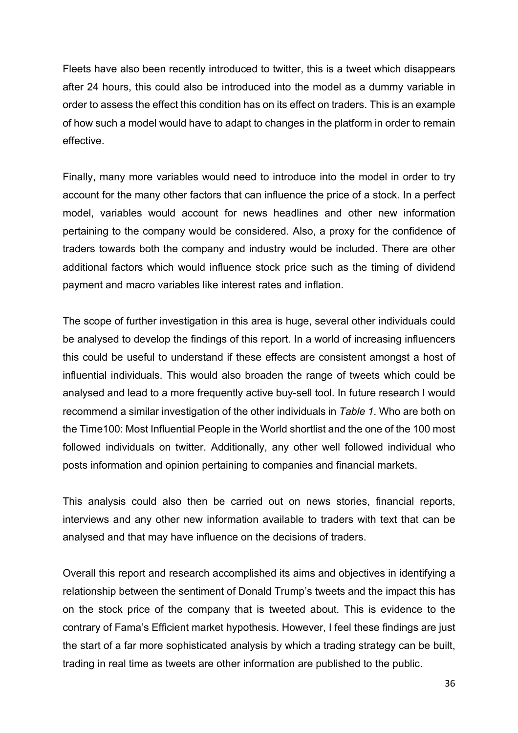Fleets have also been recently introduced to twitter, this is a tweet which disappears after 24 hours, this could also be introduced into the model as a dummy variable in order to assess the effect this condition has on its effect on traders. This is an example of how such a model would have to adapt to changes in the platform in order to remain effective.

Finally, many more variables would need to introduce into the model in order to try account for the many other factors that can influence the price of a stock. In a perfect model, variables would account for news headlines and other new information pertaining to the company would be considered. Also, a proxy for the confidence of traders towards both the company and industry would be included. There are other additional factors which would influence stock price such as the timing of dividend payment and macro variables like interest rates and inflation.

The scope of further investigation in this area is huge, several other individuals could be analysed to develop the findings of this report. In a world of increasing influencers this could be useful to understand if these effects are consistent amongst a host of influential individuals. This would also broaden the range of tweets which could be analysed and lead to a more frequently active buy-sell tool. In future research I would recommend a similar investigation of the other individuals in *Table 1*. Who are both on the Time100: Most Influential People in the World shortlist and the one of the 100 most followed individuals on twitter. Additionally, any other well followed individual who posts information and opinion pertaining to companies and financial markets.

This analysis could also then be carried out on news stories, financial reports, interviews and any other new information available to traders with text that can be analysed and that may have influence on the decisions of traders.

Overall this report and research accomplished its aims and objectives in identifying a relationship between the sentiment of Donald Trump's tweets and the impact this has on the stock price of the company that is tweeted about. This is evidence to the contrary of Fama's Efficient market hypothesis. However, I feel these findings are just the start of a far more sophisticated analysis by which a trading strategy can be built, trading in real time as tweets are other information are published to the public.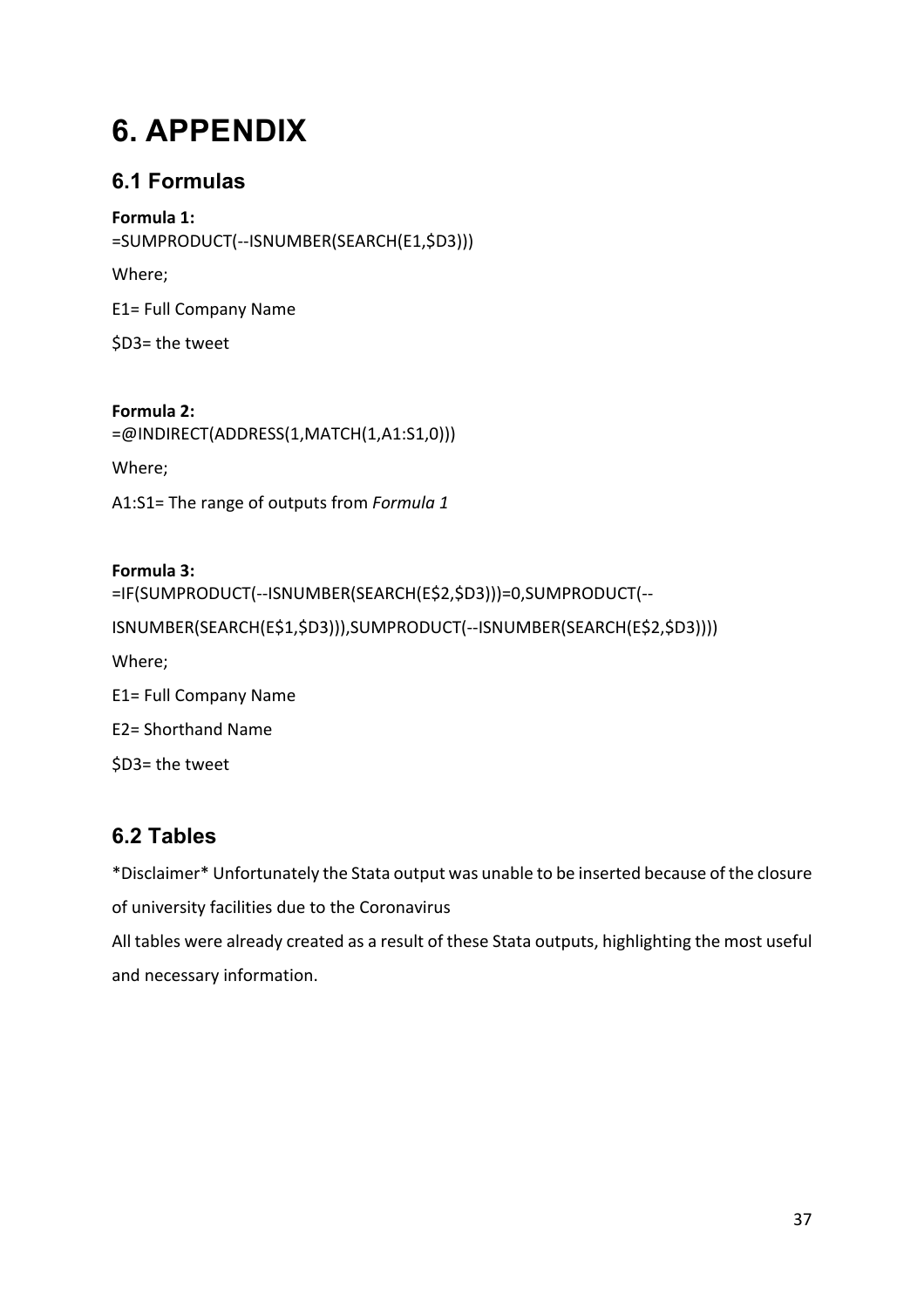# 6. APPENDIX

## 6.1 Formulas

**Formula 1:**

=SUMPRODUCT(--ISNUMBER(SEARCH(E1,$D3)))

Where;

E1= Full Company Name

$D3= the tweet

**Formula 2:**

=@INDIRECT(ADDRESS(1,MATCH(1,A1:S1,0)))

Where;

A1:S1= The range of outputs from *Formula 1*

**Formula 3:**

=IF(SUMPRODUCT(--ISNUMBER(SEARCH(E$2,$D3)))=0,SUMPRODUCT(--ISNUMBER(SEARCH(E$1,$D3))),SUMPRODUCT(--ISNUMBER(SEARCH(E$2,$D3))))

Where;

E1= Full Company Name

E2= Shorthand Name

$D3= the tweet

## 6.2 Tables

*Disclaimer* Unfortunately the Stata output was unable to be inserted because of the closure of university facilities due to the Coronavirus

All tables were already created as a result of these Stata outputs, highlighting the most useful and necessary information.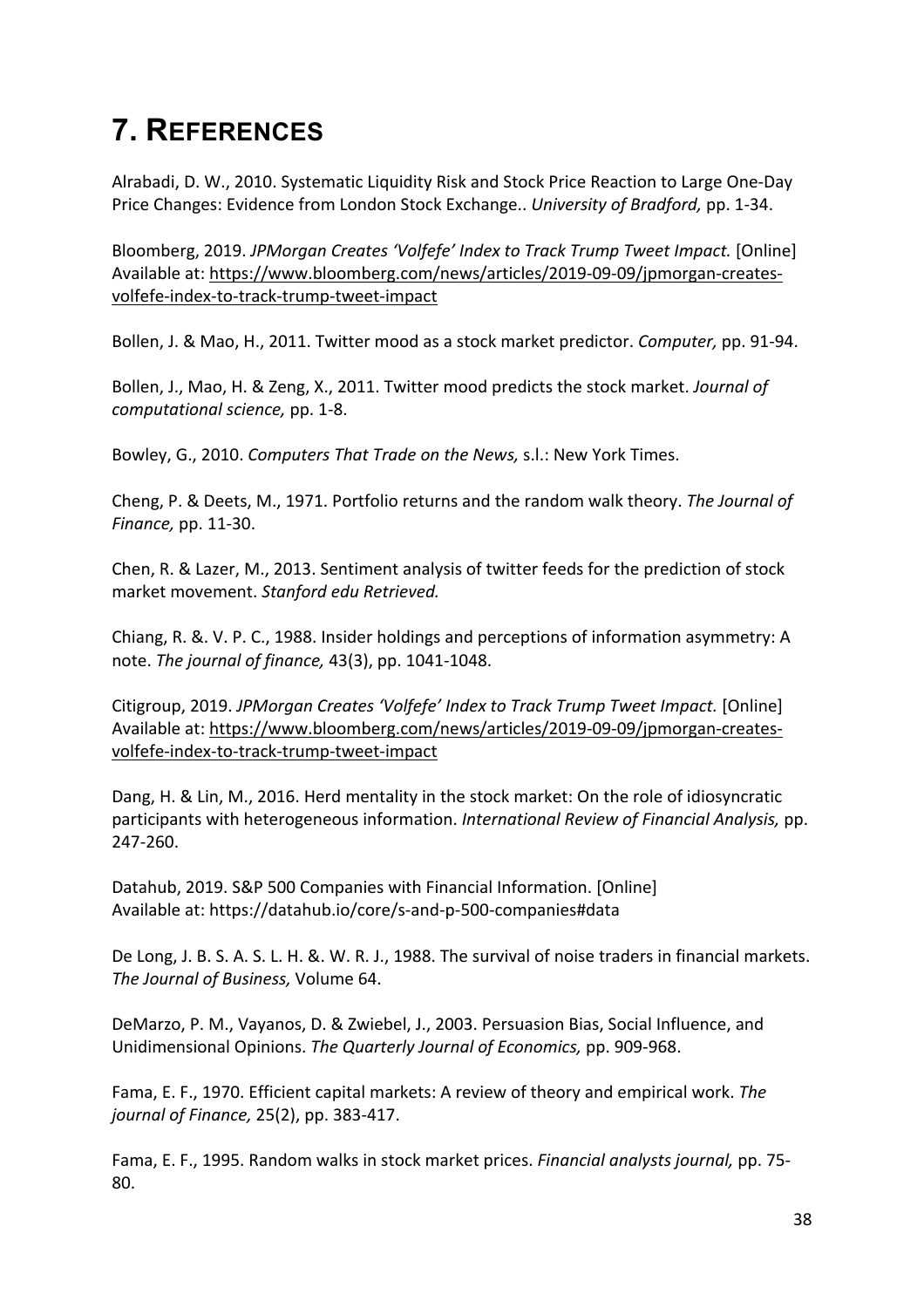# 7. REFERENCES

Alrabadi, D. W., 2010. Systematic Liquidity Risk and Stock Price Reaction to Large One-Day Price Changes: Evidence from London Stock Exchange.. *University of Bradford,* pp. 1-34.

Bloomberg, 2019. *JPMorgan Creates 'Volfefe' Index to Track Trump Tweet Impact.* [Online] Available at: https://www.bloomberg.com/news/articles/2019-09-09/jpmorgan-creates-volfefe-index-to-track-trump-tweet-impact

Bollen, J. & Mao, H., 2011. Twitter mood as a stock market predictor. *Computer,* pp. 91-94.

Bollen, J., Mao, H. & Zeng, X., 2011. Twitter mood predicts the stock market. *Journal of computational science,* pp. 1-8.

Bowley, G., 2010. *Computers That Trade on the News,* s.l.: New York Times.

Cheng, P. & Deets, M., 1971. Portfolio returns and the random walk theory. *The Journal of Finance,* pp. 11-30.

Chen, R. & Lazer, M., 2013. Sentiment analysis of twitter feeds for the prediction of stock market movement. *Stanford edu Retrieved.*

Chiang, R. &. V. P. C., 1988. Insider holdings and perceptions of information asymmetry: A note. *The journal of finance,* 43(3), pp. 1041-1048.

Citigroup, 2019. *JPMorgan Creates 'Volfefe' Index to Track Trump Tweet Impact.* [Online] Available at: https://www.bloomberg.com/news/articles/2019-09-09/jpmorgan-creates-volfefe-index-to-track-trump-tweet-impact

Dang, H. & Lin, M., 2016. Herd mentality in the stock market: On the role of idiosyncratic participants with heterogeneous information. *International Review of Financial Analysis,* pp. 247-260.

Datahub, 2019. S&P 500 Companies with Financial Information. [Online] Available at: https://datahub.io/core/s-and-p-500-companies#data

De Long, J. B. S. A. S. L. H. &. W. R. J., 1988. The survival of noise traders in financial markets. *The Journal of Business,* Volume 64.

DeMarzo, P. M., Vayanos, D. & Zwiebel, J., 2003. Persuasion Bias, Social Influence, and Unidimensional Opinions. *The Quarterly Journal of Economics,* pp. 909-968.

Fama, E. F., 1970. Efficient capital markets: A review of theory and empirical work. *The journal of Finance,* 25(2), pp. 383-417.

Fama, E. F., 1995. Random walks in stock market prices. *Financial analysts journal,* pp. 75-80.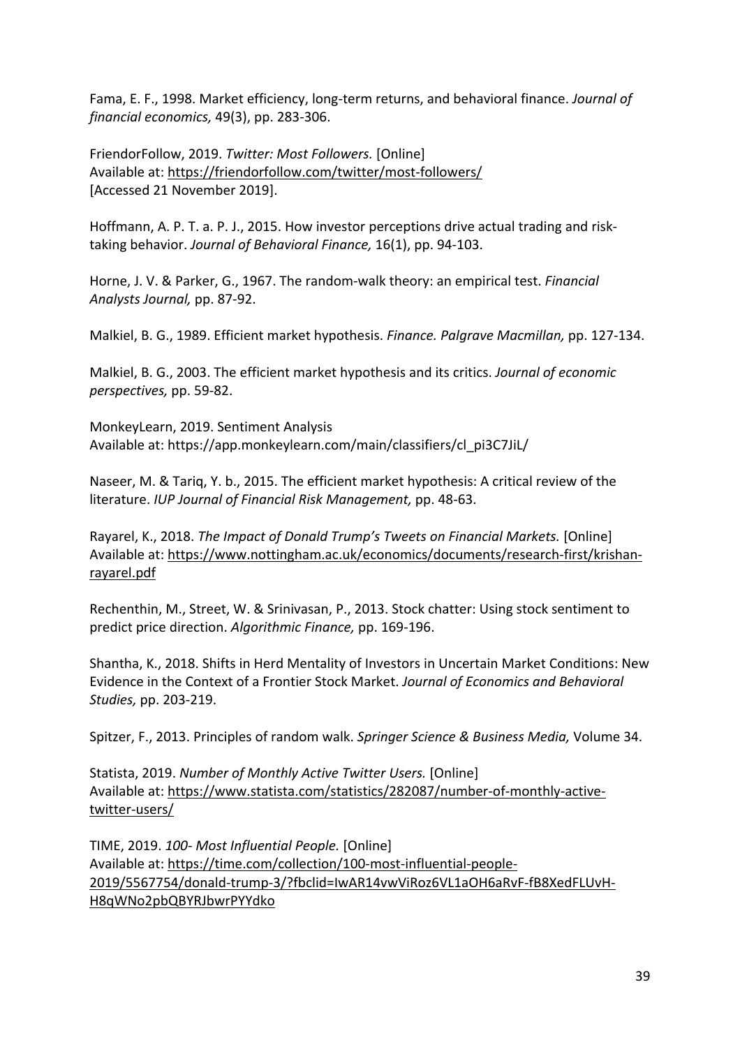Fama, E. F., 1998. Market efficiency, long-term returns, and behavioral finance. *Journal of financial economics,* 49(3), pp. 283-306.

FriendorFollow, 2019. *Twitter: Most Followers.* [Online]
Available at: https://friendorfollow.com/twitter/most-followers/
[Accessed 21 November 2019].

Hoffmann, A. P. T. a. P. J., 2015. How investor perceptions drive actual trading and risk-taking behavior. *Journal of Behavioral Finance,* 16(1), pp. 94-103.

Horne, J. V. & Parker, G., 1967. The random-walk theory: an empirical test. *Financial Analysts Journal,* pp. 87-92.

Malkiel, B. G., 1989. Efficient market hypothesis. *Finance. Palgrave Macmillan,* pp. 127-134.

Malkiel, B. G., 2003. The efficient market hypothesis and its critics. *Journal of economic perspectives,* pp. 59-82.

MonkeyLearn, 2019. Sentiment Analysis
Available at: https://app.monkeylearn.com/main/classifiers/cl_pi3C7JiL/

Naseer, M. & Tariq, Y. b., 2015. The efficient market hypothesis: A critical review of the literature. *IUP Journal of Financial Risk Management,* pp. 48-63.

Rayarel, K., 2018. *The Impact of Donald Trump's Tweets on Financial Markets.* [Online]
Available at: https://www.nottingham.ac.uk/economics/documents/research-first/krishan-rayarel.pdf

Rechenthin, M., Street, W. & Srinivasan, P., 2013. Stock chatter: Using stock sentiment to predict price direction. *Algorithmic Finance,* pp. 169-196.

Shantha, K., 2018. Shifts in Herd Mentality of Investors in Uncertain Market Conditions: New Evidence in the Context of a Frontier Stock Market. *Journal of Economics and Behavioral Studies,* pp. 203-219.

Spitzer, F., 2013. Principles of random walk. *Springer Science & Business Media,* Volume 34.

Statista, 2019. *Number of Monthly Active Twitter Users.* [Online]
Available at: https://www.statista.com/statistics/282087/number-of-monthly-active-twitter-users/

TIME, 2019. *100- Most Influential People.* [Online]
Available at: https://time.com/collection/100-most-influential-people-2019/5567754/donald-trump-3/?fbclid=IwAR14vwViRoz6VL1aOH6aRvF-fB8XedFLUvH-H8qWNo2pbQBYRJbwrPYYdko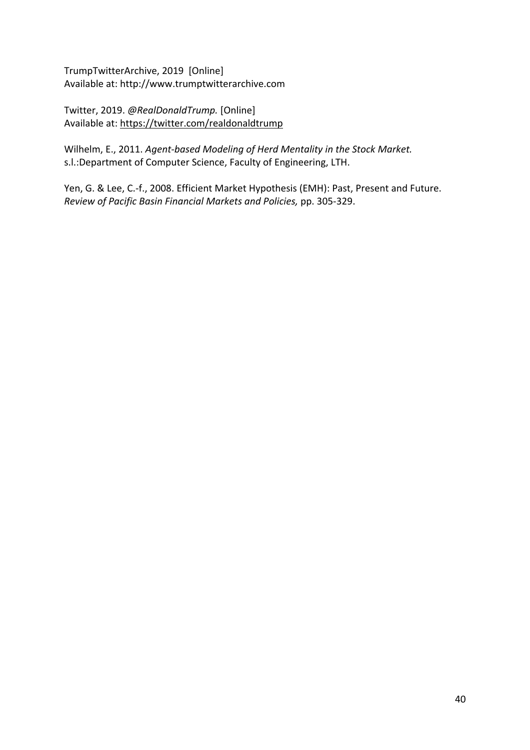TrumpTwitterArchive, 2019 [Online]
Available at: http://www.trumptwitterarchive.com

Twitter, 2019. *@RealDonaldTrump.* [Online]
Available at: https://twitter.com/realdonaldtrump

Wilhelm, E., 2011. *Agent-based Modeling of Herd Mentality in the Stock Market.* s.l.:Department of Computer Science, Faculty of Engineering, LTH.

Yen, G. & Lee, C.-f., 2008. Efficient Market Hypothesis (EMH): Past, Present and Future. *Review of Pacific Basin Financial Markets and Policies,* pp. 305-329.